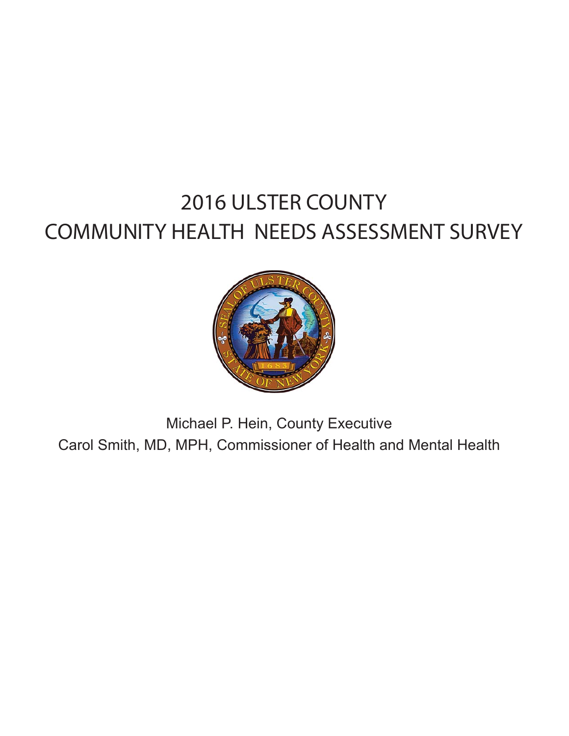# 2016 ULSTER COUNTY
# COMMUNITY HEALTH NEEDS ASSESSMENT SURVEY

Michael P. Hein, County Executive

Carol Smith, MD, MPH, Commissioner of Health and Mental Health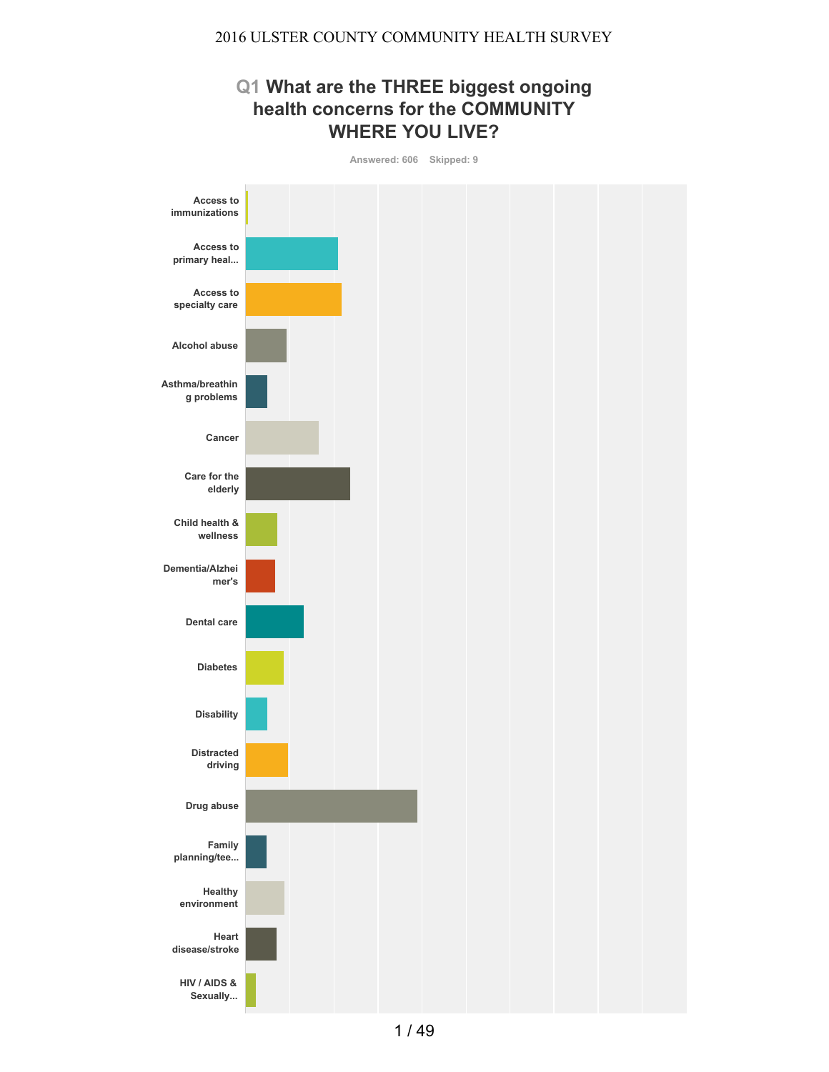# 2016 ULSTER COUNTY COMMUNITY HEALTH SURVEY

## Q1 What are the THREE biggest ongoing health concerns for the COMMUNITY WHERE YOU LIVE?

Answered: 606 Skipped: 9

- Access to immunizations
- Access to primary heal...
- Access to specialty care
- Alcohol abuse
- Asthma/breathing problems
- Cancer
- Care for the elderly
- Child health & wellness
- Dementia/Alzheimer's
- Dental care
- Diabetes
- Disability
- Distracted driving
- Drug abuse
- Family planning/tee...
- Healthy environment
- Heart disease/stroke
- HIV / AIDS & Sexually...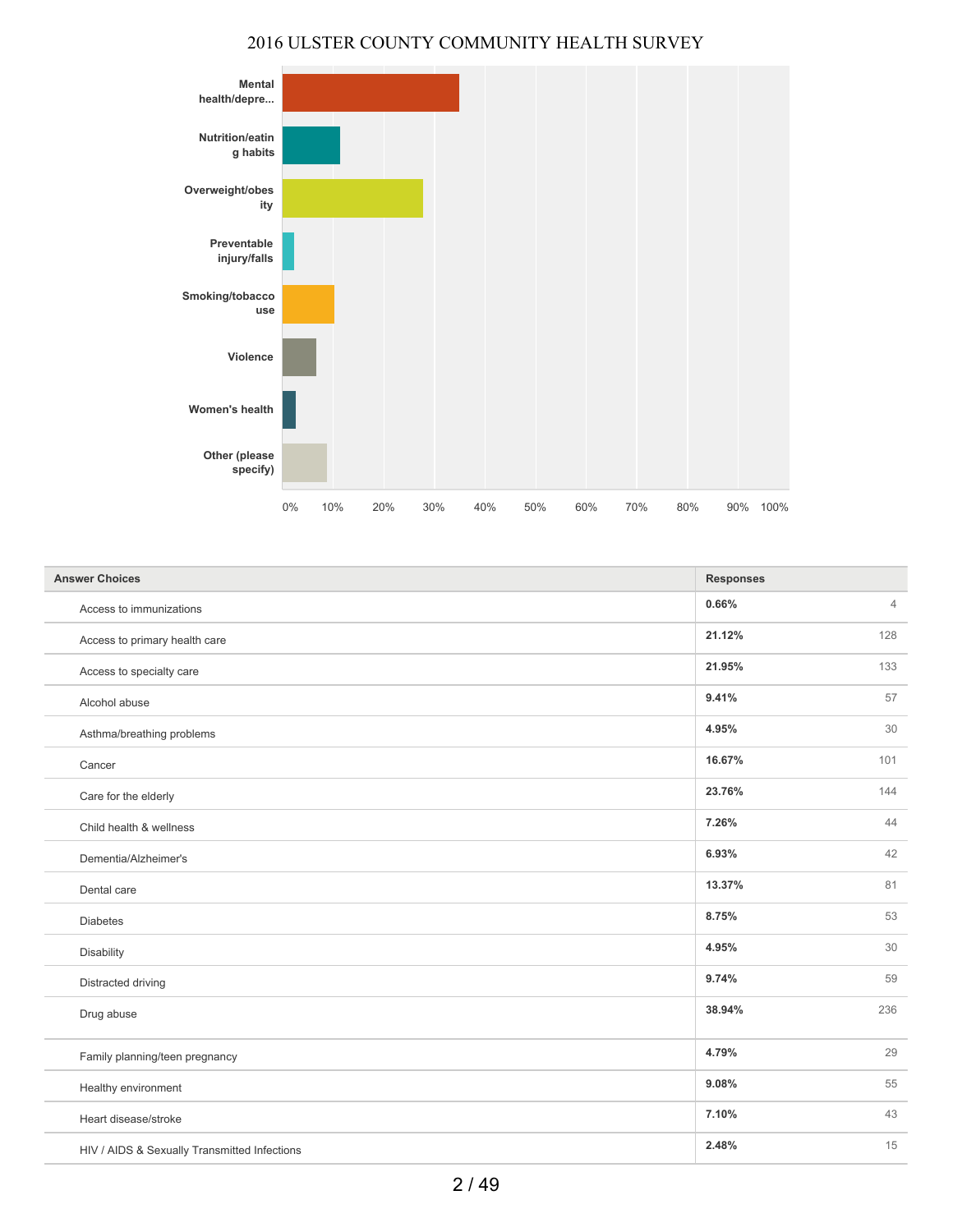2016 ULSTER COUNTY COMMUNITY HEALTH SURVEY

| Answer Choices | Responses | |
|---|---|---|
| Access to immunizations | 0.66% | 4 |
| Access to primary health care | 21.12% | 128 |
| Access to specialty care | 21.95% | 133 |
| Alcohol abuse | 9.41% | 57 |
| Asthma/breathing problems | 4.95% | 30 |
| Cancer | 16.67% | 101 |
| Care for the elderly | 23.76% | 144 |
| Child health & wellness | 7.26% | 44 |
| Dementia/Alzheimer's | 6.93% | 42 |
| Dental care | 13.37% | 81 |
| Diabetes | 8.75% | 53 |
| Disability | 4.95% | 30 |
| Distracted driving | 9.74% | 59 |
| Drug abuse | 38.94% | 236 |
| Family planning/teen pregnancy | 4.79% | 29 |
| Healthy environment | 9.08% | 55 |
| Heart disease/stroke | 7.10% | 43 |
| HIV / AIDS & Sexually Transmitted Infections | 2.48% | 15 |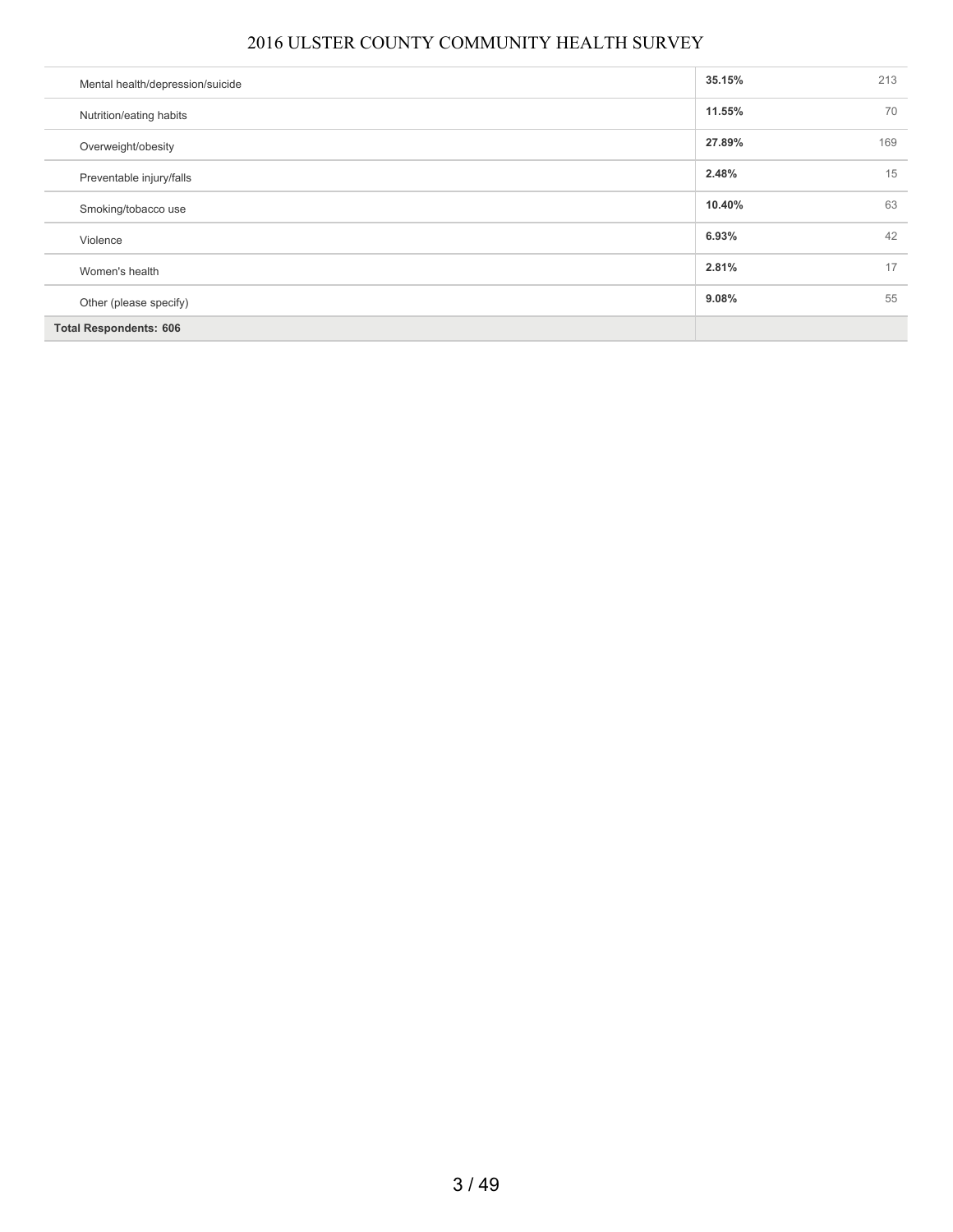| | | |
|---|---|---|
| Mental health/depression/suicide | **35.15%** | 213 |
| Nutrition/eating habits | **11.55%** | 70 |
| Overweight/obesity | **27.89%** | 169 |
| Preventable injury/falls | **2.48%** | 15 |
| Smoking/tobacco use | **10.40%** | 63 |
| Violence | **6.93%** | 42 |
| Women's health | **2.81%** | 17 |
| Other (please specify) | **9.08%** | 55 |
| **Total Respondents: 606** | | |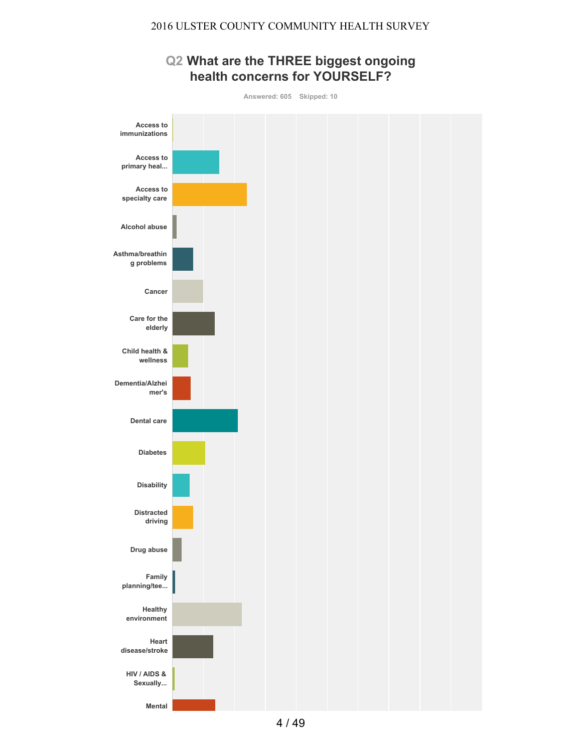# Q2 What are the THREE biggest ongoing health concerns for YOURSELF?

Answered: 605 Skipped: 10

- Access to immunizations
- Access to primary heal...
- Access to specialty care
- Alcohol abuse
- Asthma/breathing problems
- Cancer
- Care for the elderly
- Child health & wellness
- Dementia/Alzheimer's
- Dental care
- Diabetes
- Disability
- Distracted driving
- Drug abuse
- Family planning/tee...
- Healthy environment
- Heart disease/stroke
- HIV / AIDS & Sexually...
- Mental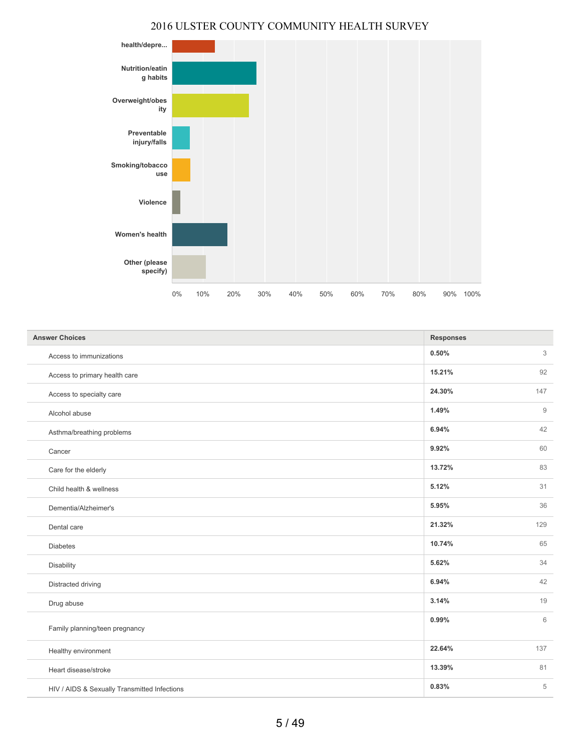# 2016 ULSTER COUNTY COMMUNITY HEALTH SURVEY

| Answer Choices | Responses | |
|---|---|---|
| Access to immunizations | 0.50% | 3 |
| Access to primary health care | 15.21% | 92 |
| Access to specialty care | 24.30% | 147 |
| Alcohol abuse | 1.49% | 9 |
| Asthma/breathing problems | 6.94% | 42 |
| Cancer | 9.92% | 60 |
| Care for the elderly | 13.72% | 83 |
| Child health & wellness | 5.12% | 31 |
| Dementia/Alzheimer's | 5.95% | 36 |
| Dental care | 21.32% | 129 |
| Diabetes | 10.74% | 65 |
| Disability | 5.62% | 34 |
| Distracted driving | 6.94% | 42 |
| Drug abuse | 3.14% | 19 |
| Family planning/teen pregnancy | 0.99% | 6 |
| Healthy environment | 22.64% | 137 |
| Heart disease/stroke | 13.39% | 81 |
| HIV / AIDS & Sexually Transmitted Infections | 0.83% | 5 |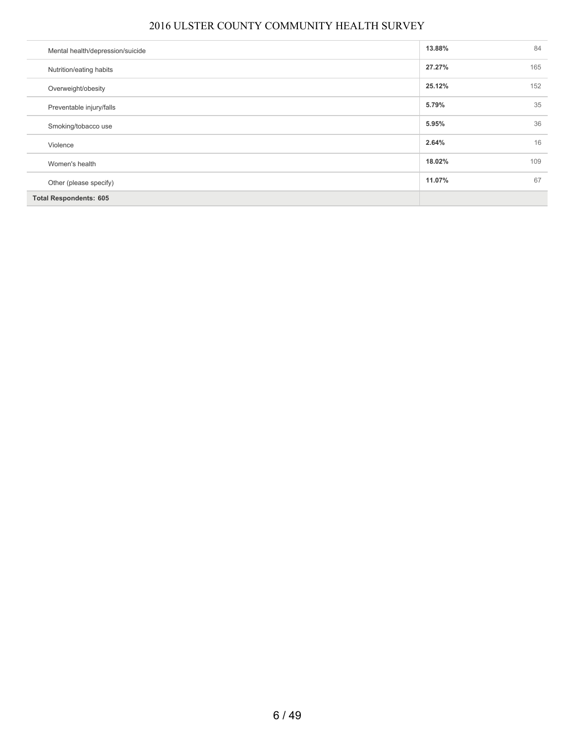| | | |
|---|---|---|
| Mental health/depression/suicide | **13.88%** | 84 |
| Nutrition/eating habits | **27.27%** | 165 |
| Overweight/obesity | **25.12%** | 152 |
| Preventable injury/falls | **5.79%** | 35 |
| Smoking/tobacco use | **5.95%** | 36 |
| Violence | **2.64%** | 16 |
| Women's health | **18.02%** | 109 |
| Other (please specify) | **11.07%** | 67 |
| **Total Respondents: 605** | | |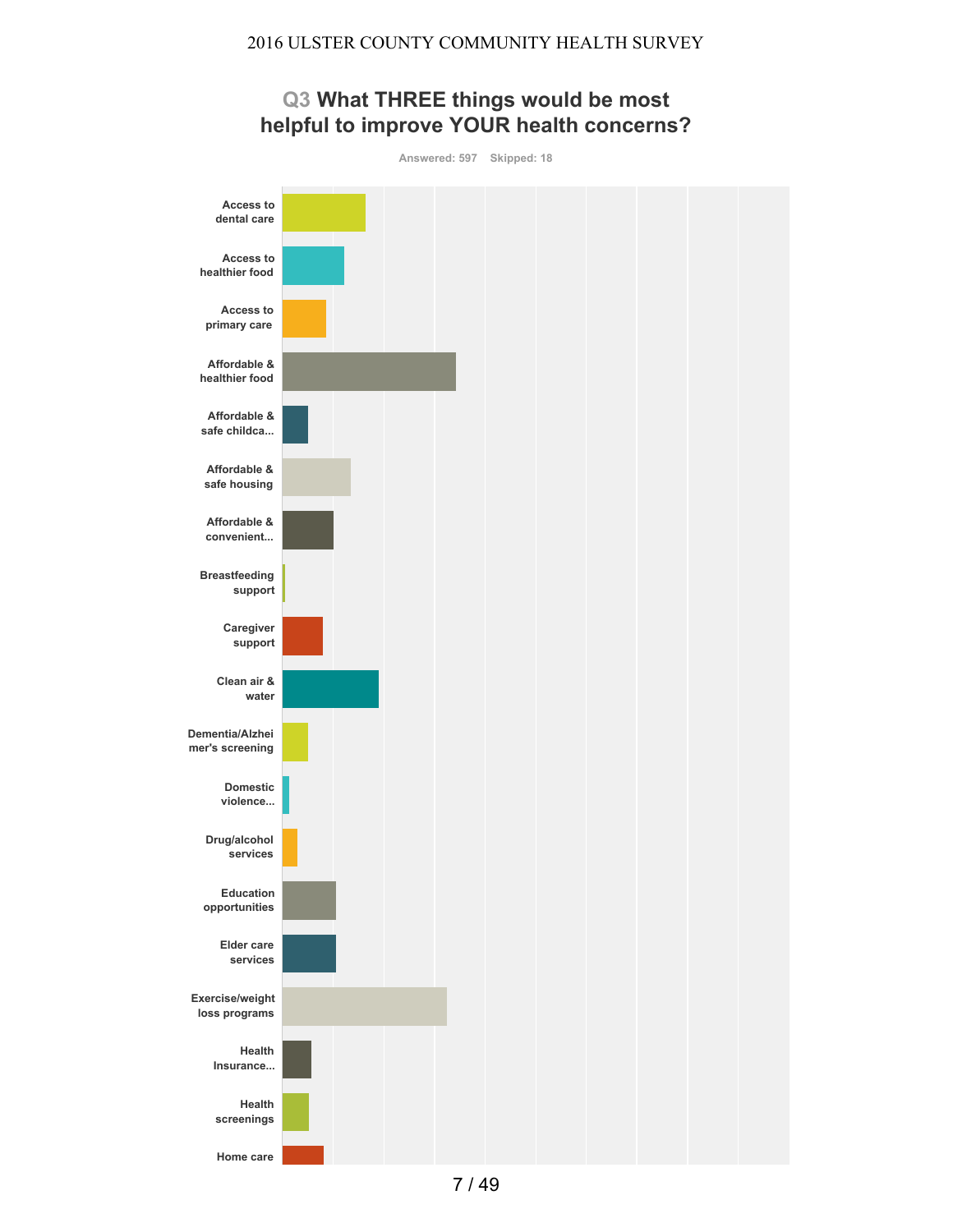## Q3 What THREE things would be most helpful to improve YOUR health concerns?

Answered: 597 Skipped: 18

- Access to dental care
- Access to healthier food
- Access to primary care
- Affordable & healthier food
- Affordable & safe childca...
- Affordable & safe housing
- Affordable & convenient...
- Breastfeeding support
- Caregiver support
- Clean air & water
- Dementia/Alzheimer's screening
- Domestic violence...
- Drug/alcohol services
- Education opportunities
- Elder care services
- Exercise/weight loss programs
- Health Insurance...
- Health screenings
- Home care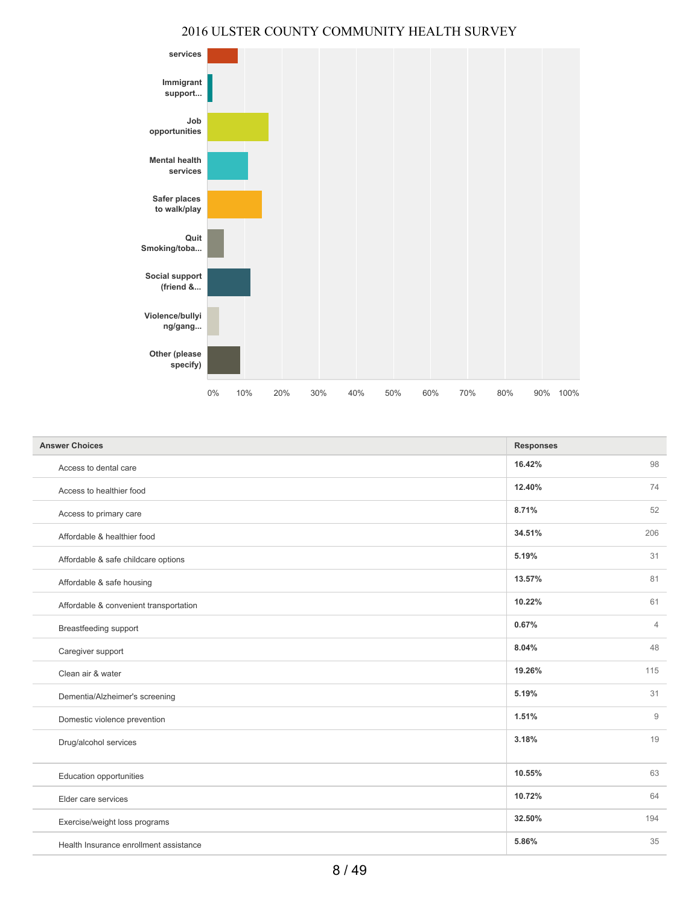# 2016 ULSTER COUNTY COMMUNITY HEALTH SURVEY

| Answer Choices | Responses | |
|---|---|---|
| Access to dental care | 16.42% | 98 |
| Access to healthier food | 12.40% | 74 |
| Access to primary care | 8.71% | 52 |
| Affordable & healthier food | 34.51% | 206 |
| Affordable & safe childcare options | 5.19% | 31 |
| Affordable & safe housing | 13.57% | 81 |
| Affordable & convenient transportation | 10.22% | 61 |
| Breastfeeding support | 0.67% | 4 |
| Caregiver support | 8.04% | 48 |
| Clean air & water | 19.26% | 115 |
| Dementia/Alzheimer's screening | 5.19% | 31 |
| Domestic violence prevention | 1.51% | 9 |
| Drug/alcohol services | 3.18% | 19 |
| Education opportunities | 10.55% | 63 |
| Elder care services | 10.72% | 64 |
| Exercise/weight loss programs | 32.50% | 194 |
| Health Insurance enrollment assistance | 5.86% | 35 |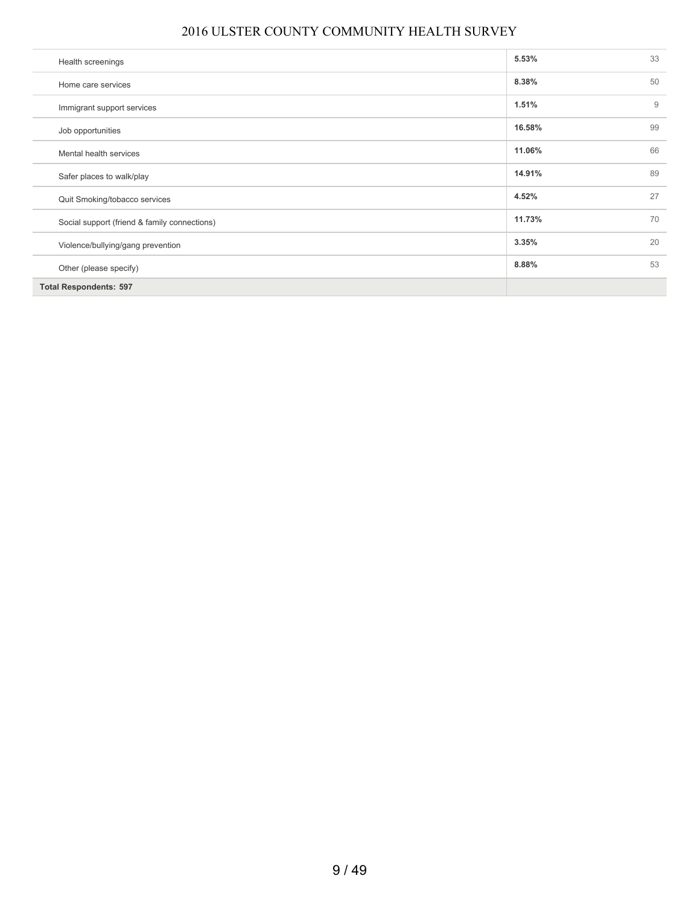| | | |
|---|---|---|
| Health screenings | 5.53% | 33 |
| Home care services | 8.38% | 50 |
| Immigrant support services | 1.51% | 9 |
| Job opportunities | 16.58% | 99 |
| Mental health services | 11.06% | 66 |
| Safer places to walk/play | 14.91% | 89 |
| Quit Smoking/tobacco services | 4.52% | 27 |
| Social support (friend & family connections) | 11.73% | 70 |
| Violence/bullying/gang prevention | 3.35% | 20 |
| Other (please specify) | 8.88% | 53 |
| **Total Respondents: 597** | | |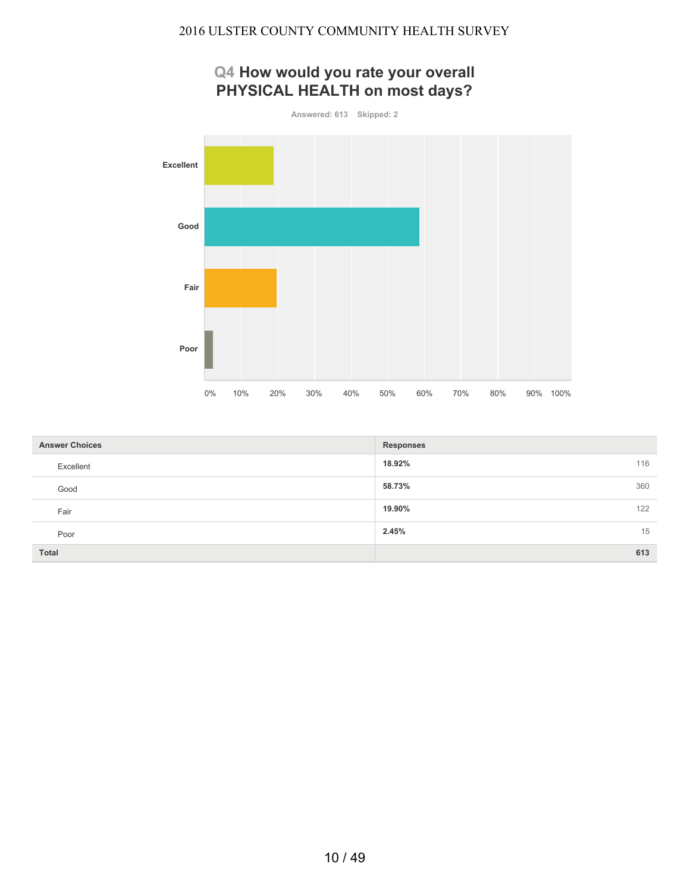## Q4 How would you rate your overall PHYSICAL HEALTH on most days?

Answered: 613 Skipped: 2

| Answer Choices | Responses | |
|---|---|---|
| Excellent | 18.92% | 116 |
| Good | 58.73% | 360 |
| Fair | 19.90% | 122 |
| Poor | 2.45% | 15 |
| **Total** | | **613** |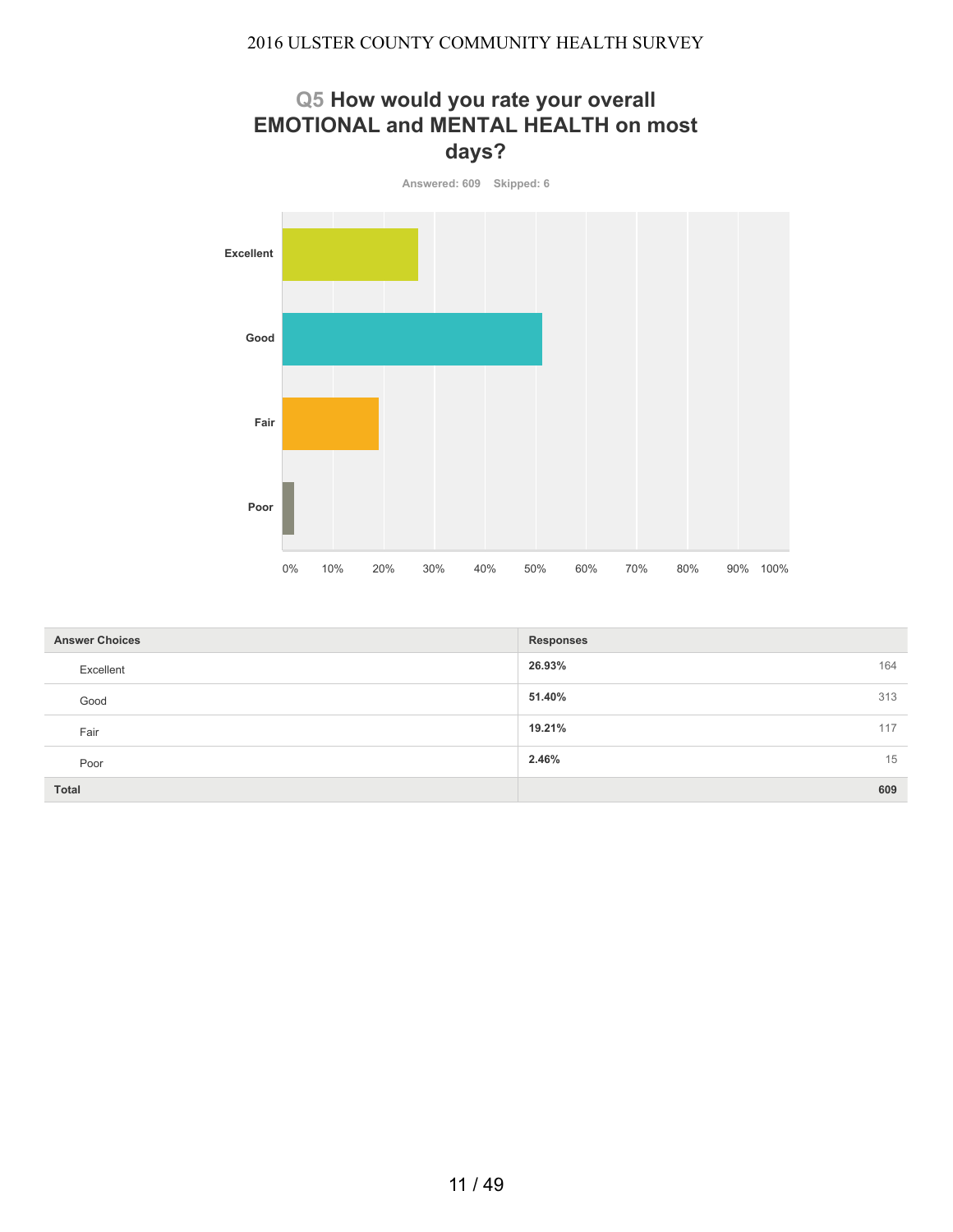## Q5 How would you rate your overall EMOTIONAL and MENTAL HEALTH on most days?

Answered: 609 Skipped: 6

| Answer Choices | Responses | |
|---|---|---|
| Excellent | 26.93% | 164 |
| Good | 51.40% | 313 |
| Fair | 19.21% | 117 |
| Poor | 2.46% | 15 |
| **Total** | | **609** |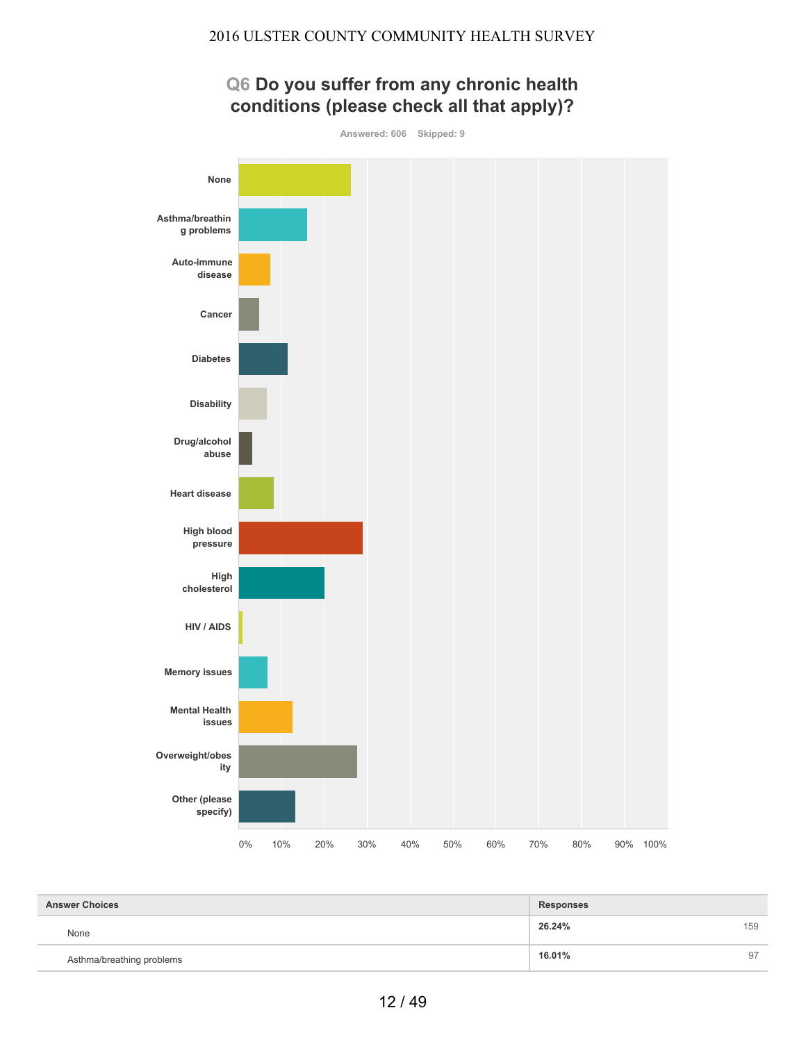# Q6 Do you suffer from any chronic health conditions (please check all that apply)?

Answered: 606 Skipped: 9

None

Asthma/breathing problems

Auto-immune disease

Cancer

Diabetes

Disability

Drug/alcohol abuse

Heart disease

High blood pressure

High cholesterol

HIV / AIDS

Memory issues

Mental Health issues

Overweight/obesity

Other (please specify)

0% 10% 20% 30% 40% 50% 60% 70% 80% 90% 100%

| Answer Choices | Responses | |
|---|---|---|
| None | **26.24%** | 159 |
| Asthma/breathing problems | **16.01%** | 97 |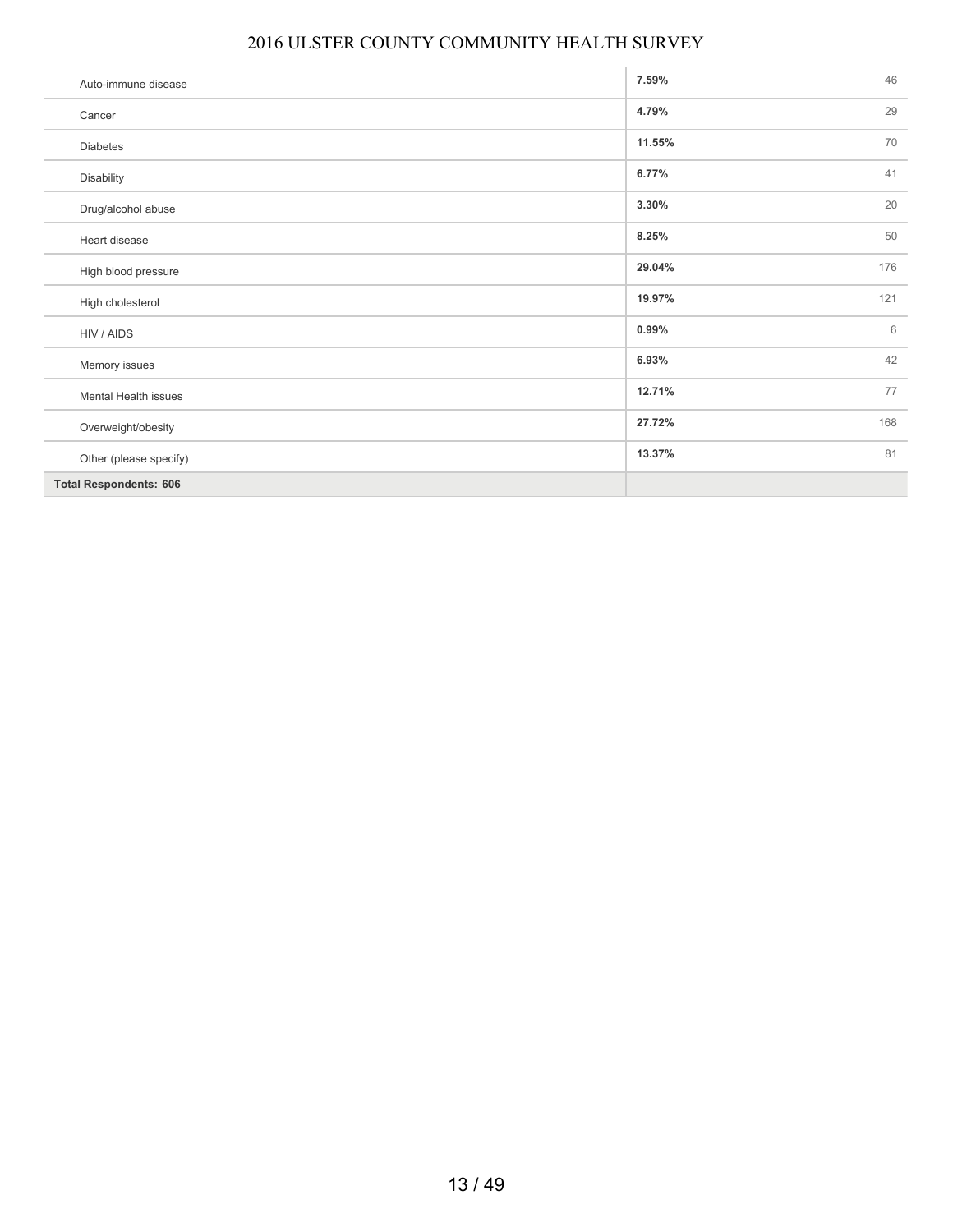| | | |
|---|---|---|
| Auto-immune disease | **7.59%** | 46 |
| Cancer | **4.79%** | 29 |
| Diabetes | **11.55%** | 70 |
| Disability | **6.77%** | 41 |
| Drug/alcohol abuse | **3.30%** | 20 |
| Heart disease | **8.25%** | 50 |
| High blood pressure | **29.04%** | 176 |
| High cholesterol | **19.97%** | 121 |
| HIV / AIDS | **0.99%** | 6 |
| Memory issues | **6.93%** | 42 |
| Mental Health issues | **12.71%** | 77 |
| Overweight/obesity | **27.72%** | 168 |
| Other (please specify) | **13.37%** | 81 |
| **Total Respondents: 606** | | |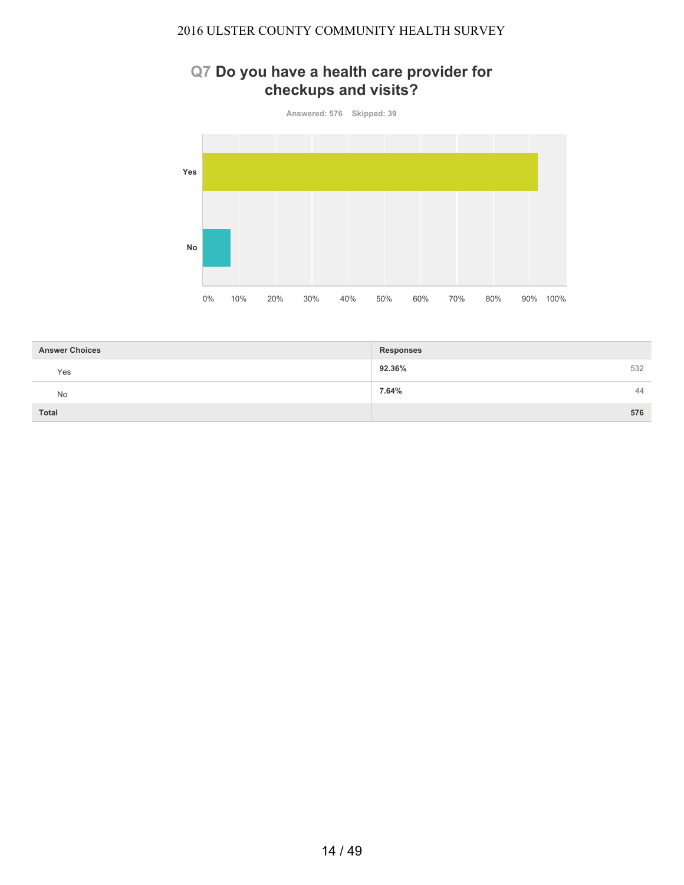## Q7 Do you have a health care provider for checkups and visits?

Answered: 576 Skipped: 39

| Answer Choices | Responses | |
|---|---|---|
| Yes | 92.36% | 532 |
| No | 7.64% | 44 |
| Total | | 576 |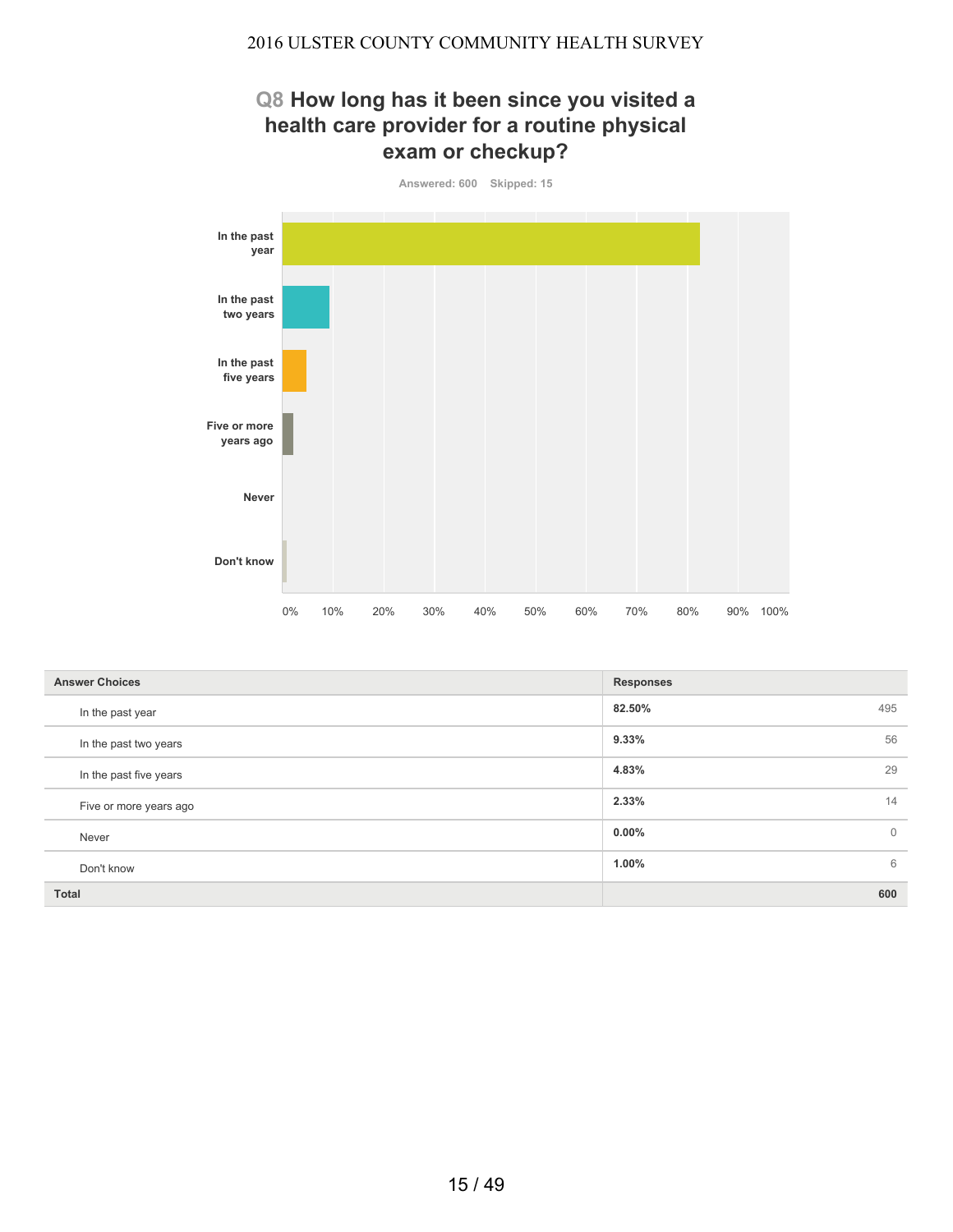## Q8 How long has it been since you visited a health care provider for a routine physical exam or checkup?

Answered: 600 Skipped: 15

| Answer Choices | Responses | |
|---|---|---|
| In the past year | 82.50% | 495 |
| In the past two years | 9.33% | 56 |
| In the past five years | 4.83% | 29 |
| Five or more years ago | 2.33% | 14 |
| Never | 0.00% | 0 |
| Don't know | 1.00% | 6 |
| **Total** | | **600** |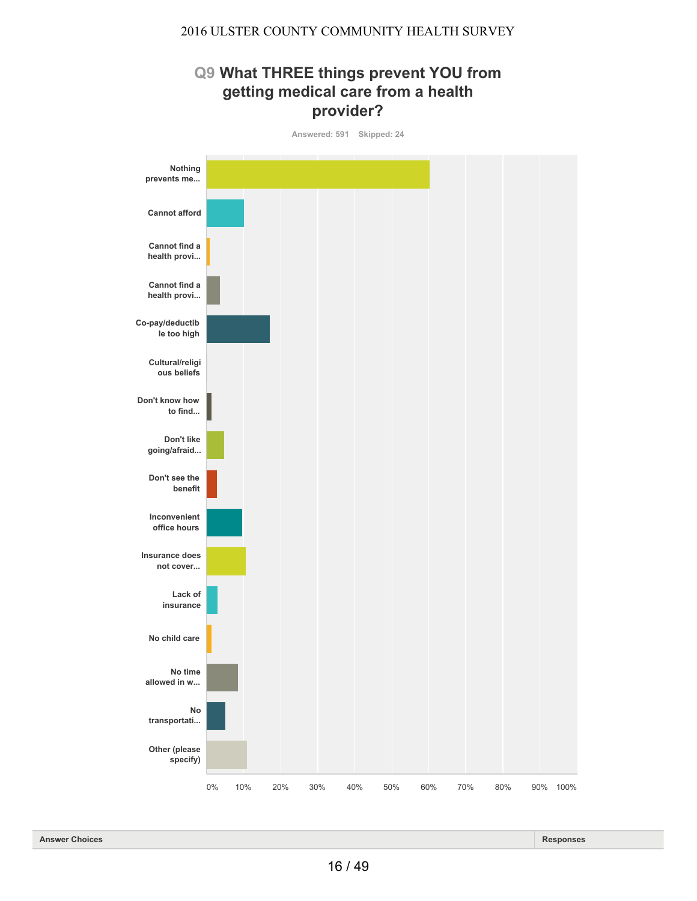## Q9 What THREE things prevent YOU from getting medical care from a health provider?

Answered: 591 Skipped: 24

Nothing prevents me...

Cannot afford

Cannot find a health provi...

Cannot find a health provi...

Co-pay/deductible too high

Cultural/religious beliefs

Don't know how to find...

Don't like going/afraid...

Don't see the benefit

Inconvenient office hours

Insurance does not cover...

Lack of insurance

No child care

No time allowed in w...

No transportati...

Other (please specify)

0% 10% 20% 30% 40% 50% 60% 70% 80% 90% 100%

| Answer Choices | Responses |
|---|---|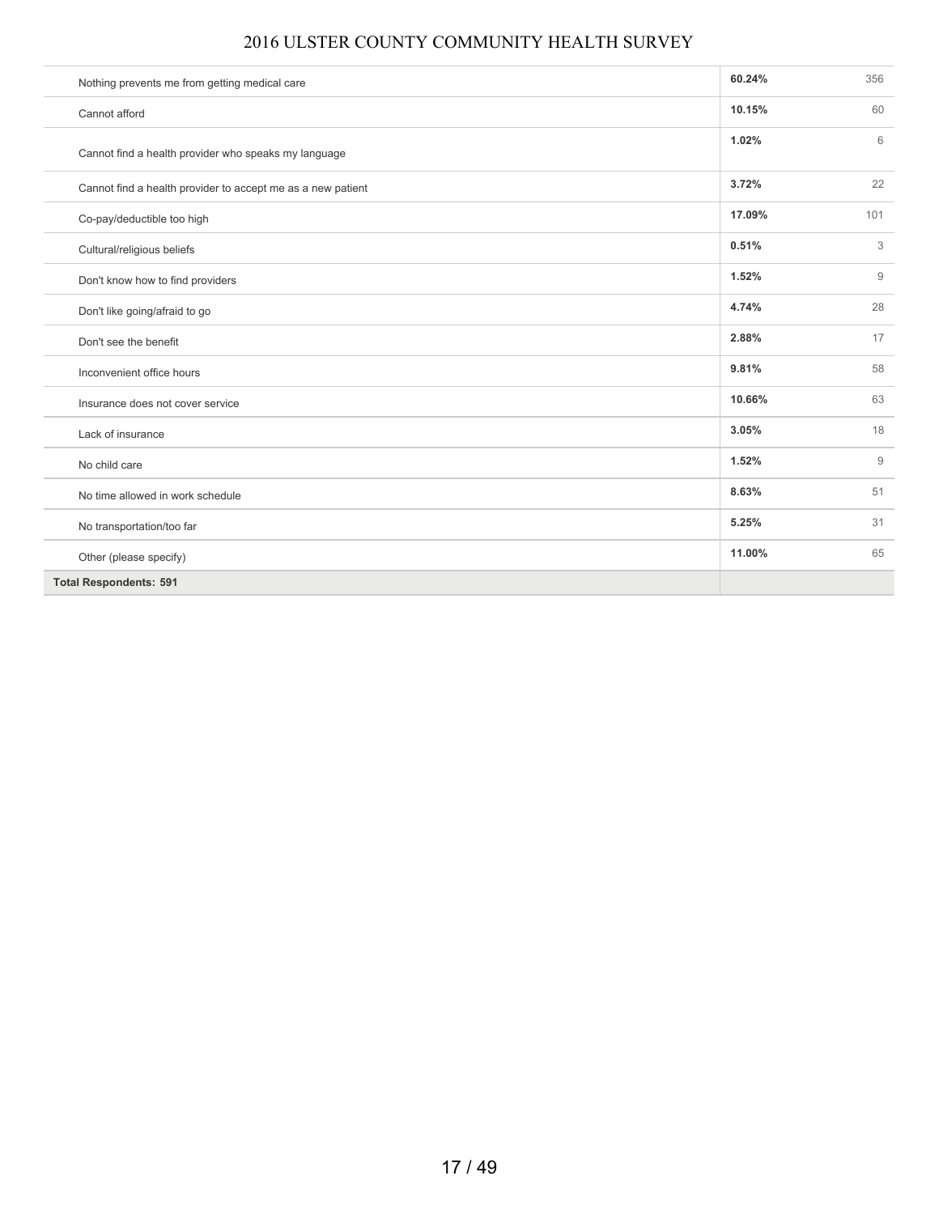| | | |
|---|---|---|
| Nothing prevents me from getting medical care | **60.24%** | 356 |
| Cannot afford | **10.15%** | 60 |
| Cannot find a health provider who speaks my language | **1.02%** | 6 |
| Cannot find a health provider to accept me as a new patient | **3.72%** | 22 |
| Co-pay/deductible too high | **17.09%** | 101 |
| Cultural/religious beliefs | **0.51%** | 3 |
| Don't know how to find providers | **1.52%** | 9 |
| Don't like going/afraid to go | **4.74%** | 28 |
| Don't see the benefit | **2.88%** | 17 |
| Inconvenient office hours | **9.81%** | 58 |
| Insurance does not cover service | **10.66%** | 63 |
| Lack of insurance | **3.05%** | 18 |
| No child care | **1.52%** | 9 |
| No time allowed in work schedule | **8.63%** | 51 |
| No transportation/too far | **5.25%** | 31 |
| Other (please specify) | **11.00%** | 65 |
| **Total Respondents: 591** | | |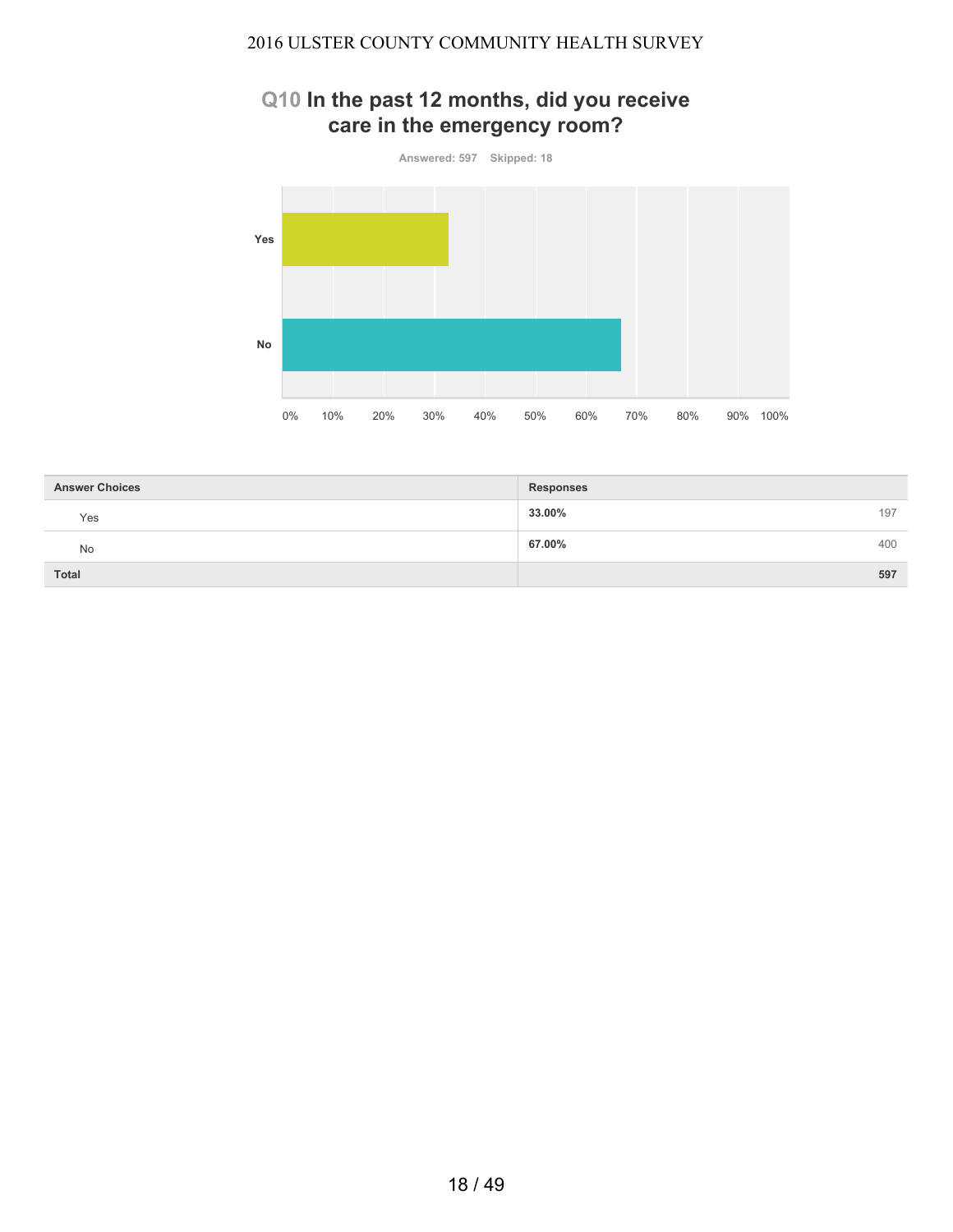## Q10 In the past 12 months, did you receive care in the emergency room?

Answered: 597 Skipped: 18

| Answer Choices | Responses | |
|---|---|---|
| Yes | 33.00% | 197 |
| No | 67.00% | 400 |
| **Total** | | **597** |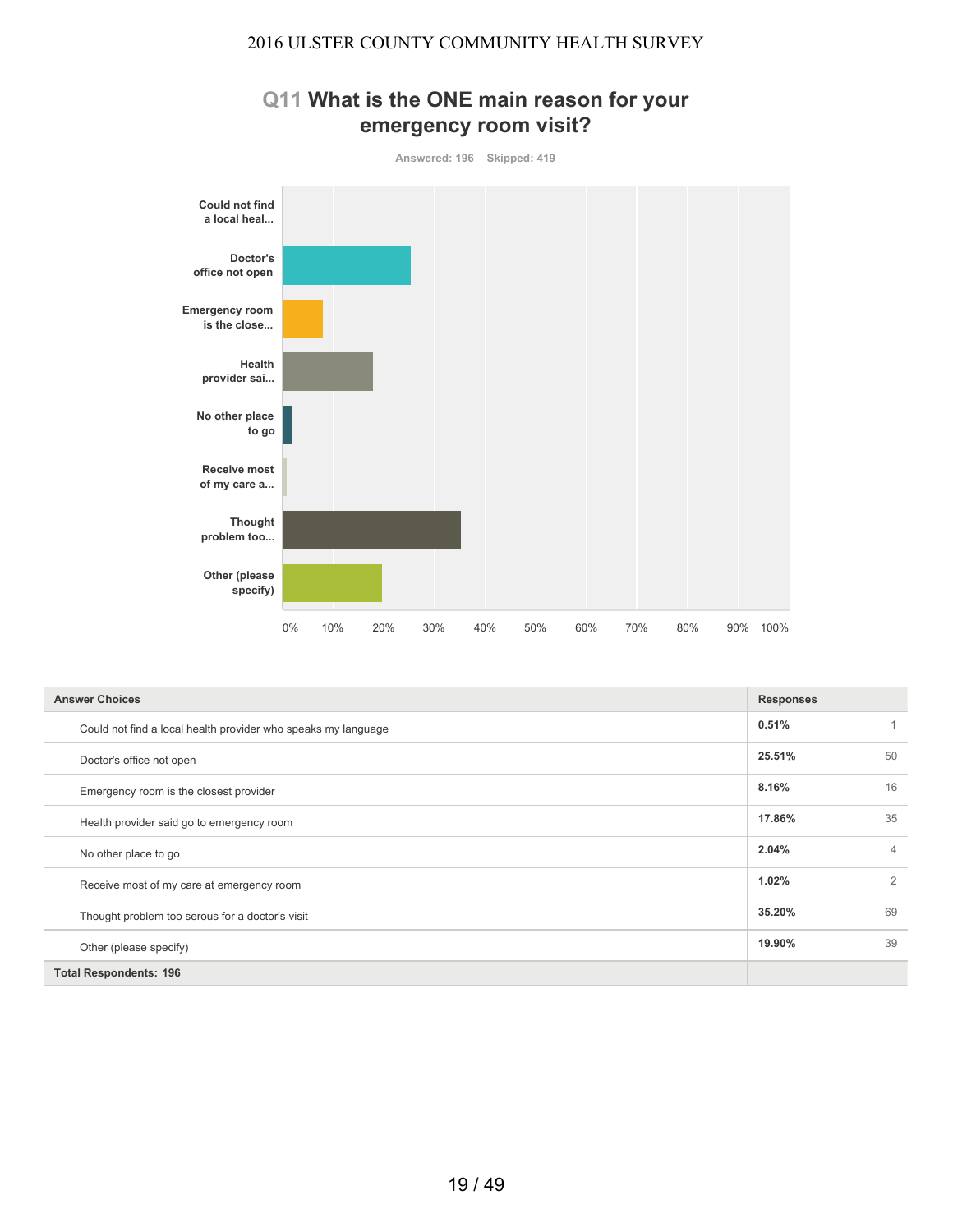## Q11 What is the ONE main reason for your emergency room visit?

Answered: 196 Skipped: 419

| Answer Choices | Responses | |
|---|---|---|
| Could not find a local health provider who speaks my language | 0.51% | 1 |
| Doctor's office not open | 25.51% | 50 |
| Emergency room is the closest provider | 8.16% | 16 |
| Health provider said go to emergency room | 17.86% | 35 |
| No other place to go | 2.04% | 4 |
| Receive most of my care at emergency room | 1.02% | 2 |
| Thought problem too serous for a doctor's visit | 35.20% | 69 |
| Other (please specify) | 19.90% | 39 |
| **Total Respondents: 196** | | |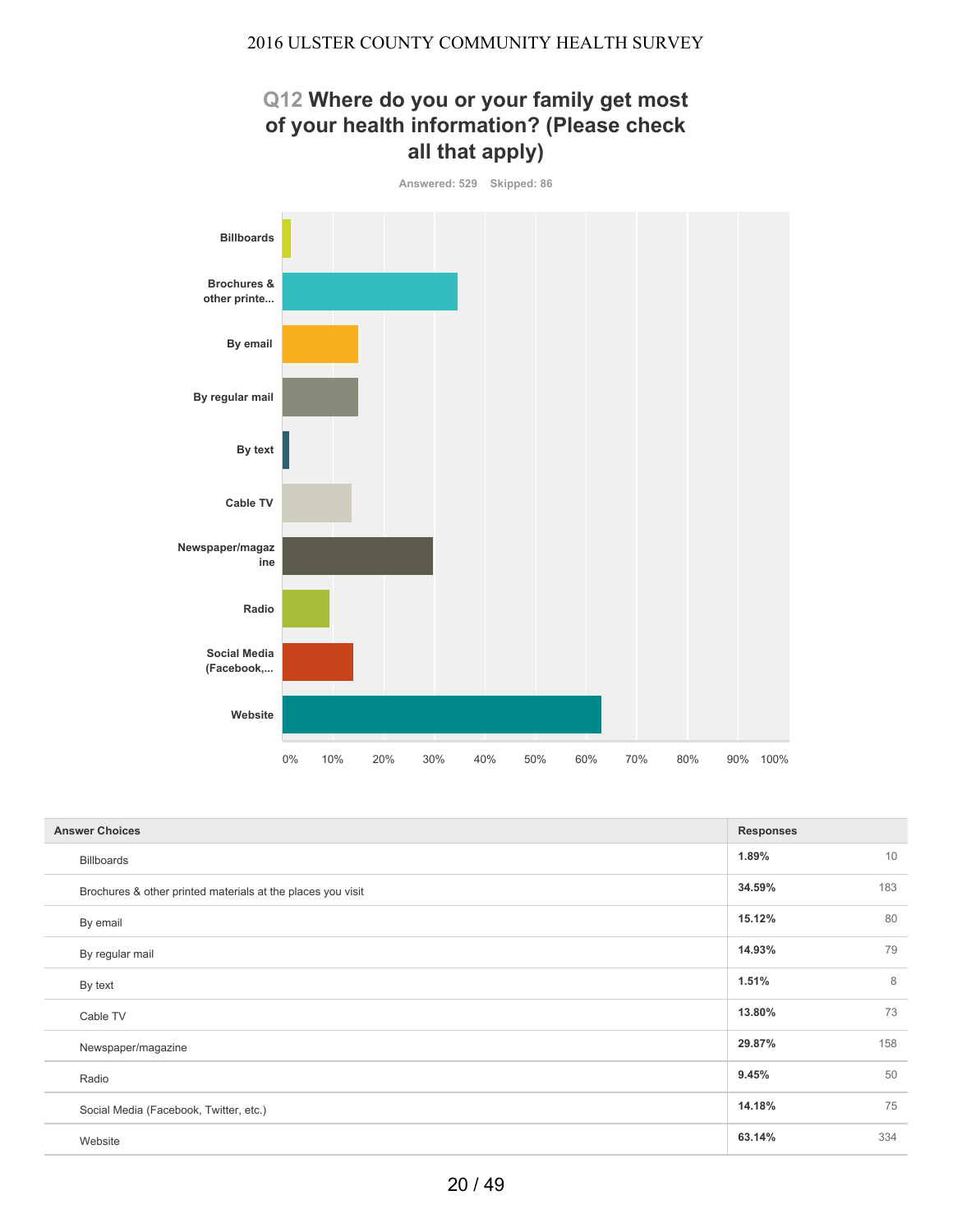## Q12 Where do you or your family get most of your health information? (Please check all that apply)

Answered: 529 Skipped: 86

| Answer Choices | Responses | |
|---|---|---|
| Billboards | 1.89% | 10 |
| Brochures & other printed materials at the places you visit | 34.59% | 183 |
| By email | 15.12% | 80 |
| By regular mail | 14.93% | 79 |
| By text | 1.51% | 8 |
| Cable TV | 13.80% | 73 |
| Newspaper/magazine | 29.87% | 158 |
| Radio | 9.45% | 50 |
| Social Media (Facebook, Twitter, etc.) | 14.18% | 75 |
| Website | 63.14% | 334 |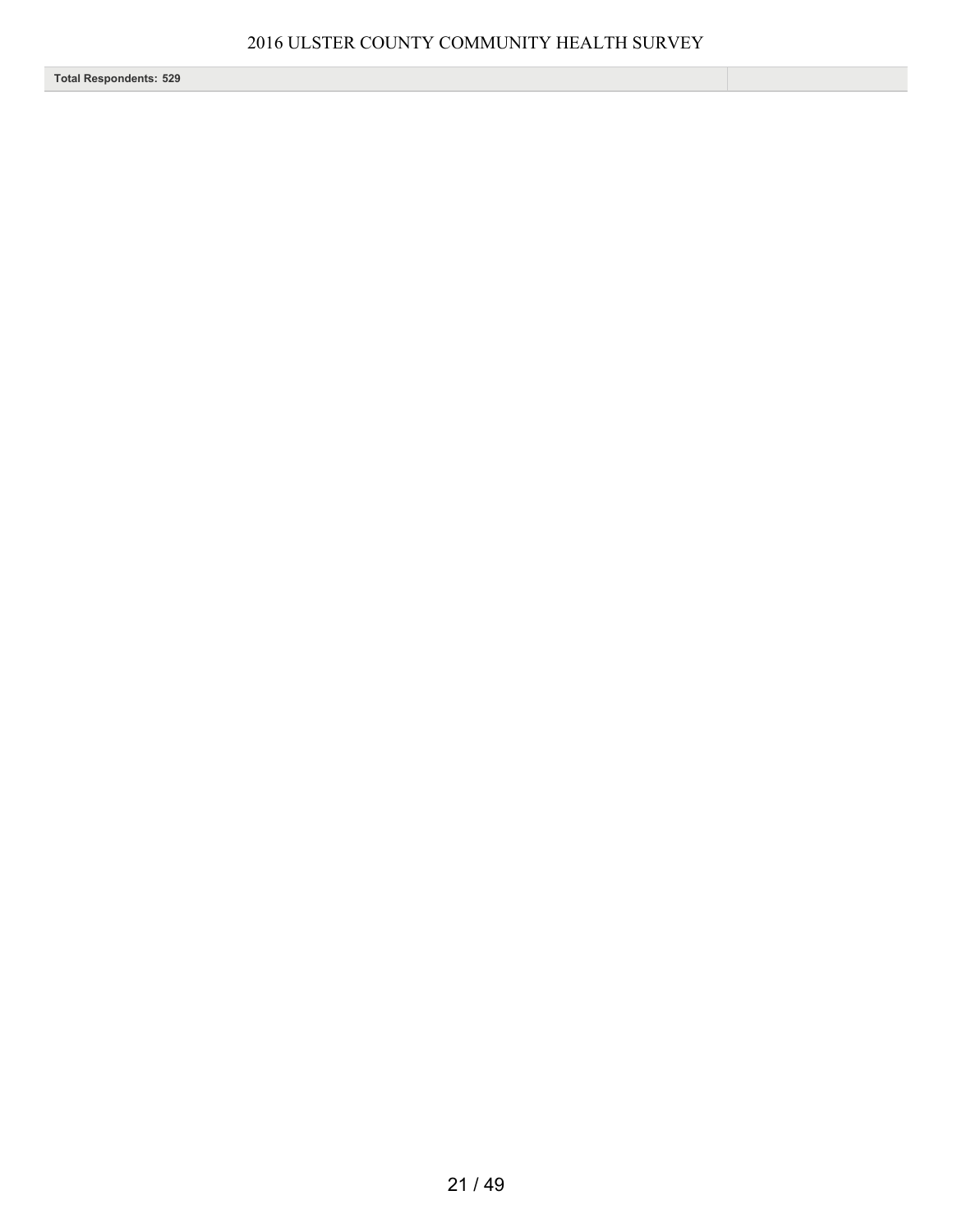| Total Respondents: 529 | |
|---|---|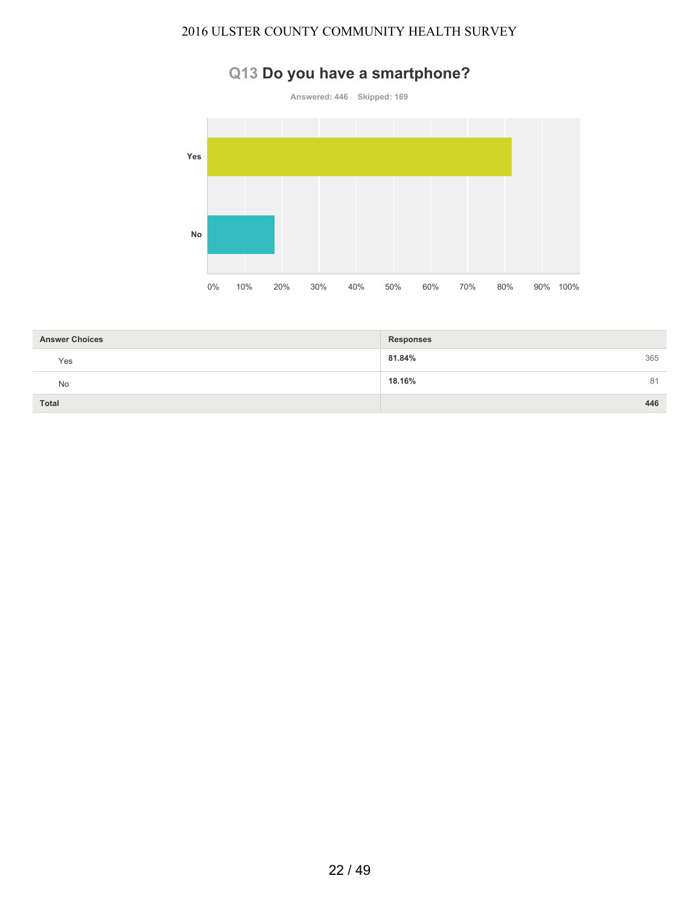## Q13 Do you have a smartphone?

Answered: 446 Skipped: 169

| Answer Choices | Responses | |
|---|---|---|
| Yes | 81.84% | 365 |
| No | 18.16% | 81 |
| Total | | 446 |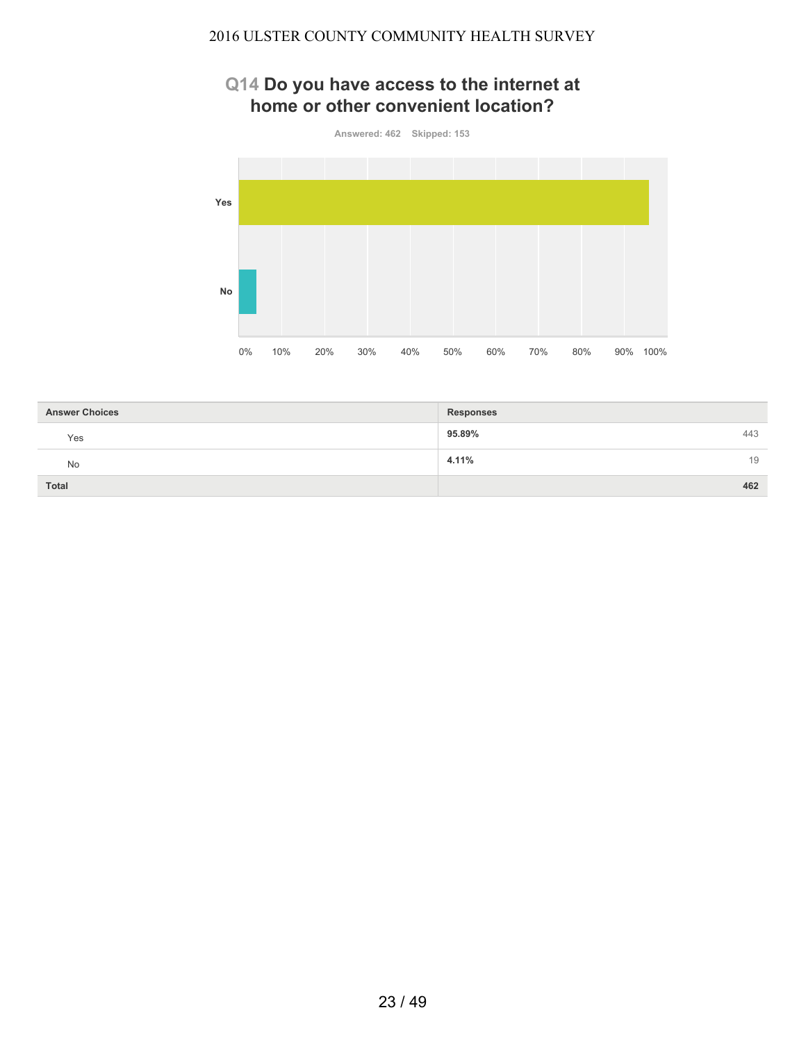## Q14 Do you have access to the internet at home or other convenient location?

Answered: 462 Skipped: 153

| Answer Choices | Responses | |
|---|---|---|
| Yes | 95.89% | 443 |
| No | 4.11% | 19 |
| Total | | 462 |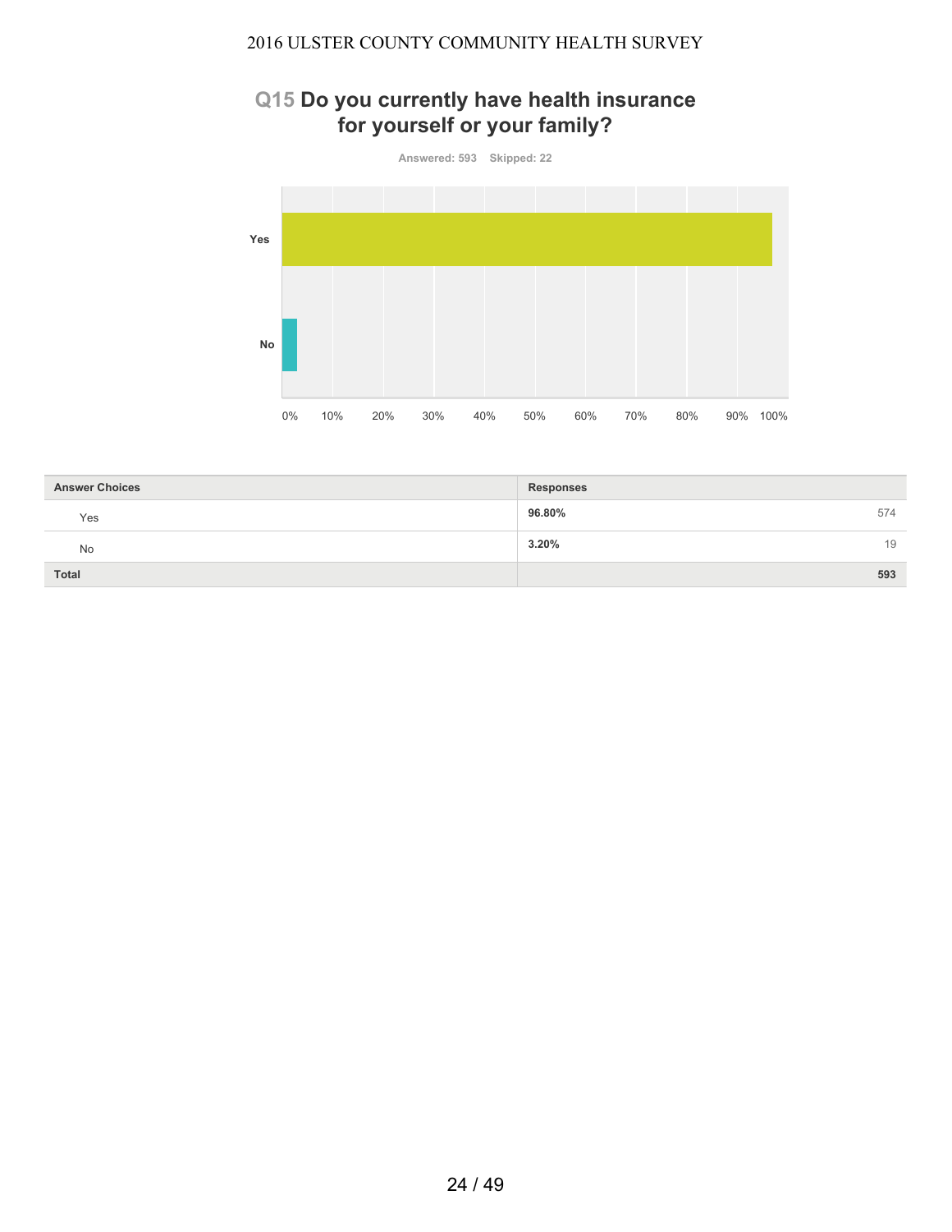## Q15 Do you currently have health insurance for yourself or your family?

Answered: 593 Skipped: 22

| Answer Choices | Responses | |
|---|---|---|
| Yes | 96.80% | 574 |
| No | 3.20% | 19 |
| Total | | 593 |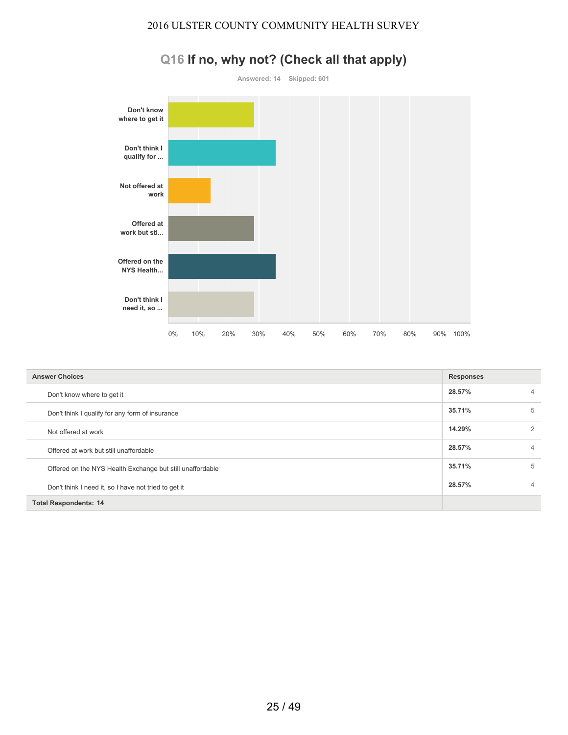## Q16 If no, why not? (Check all that apply)

Answered: 14 Skipped: 601

| Answer Choices | Responses | |
|---|---|---|
| Don't know where to get it | 28.57% | 4 |
| Don't think I qualify for any form of insurance | 35.71% | 5 |
| Not offered at work | 14.29% | 2 |
| Offered at work but still unaffordable | 28.57% | 4 |
| Offered on the NYS Health Exchange but still unaffordable | 35.71% | 5 |
| Don't think I need it, so I have not tried to get it | 28.57% | 4 |
| **Total Respondents: 14** | | |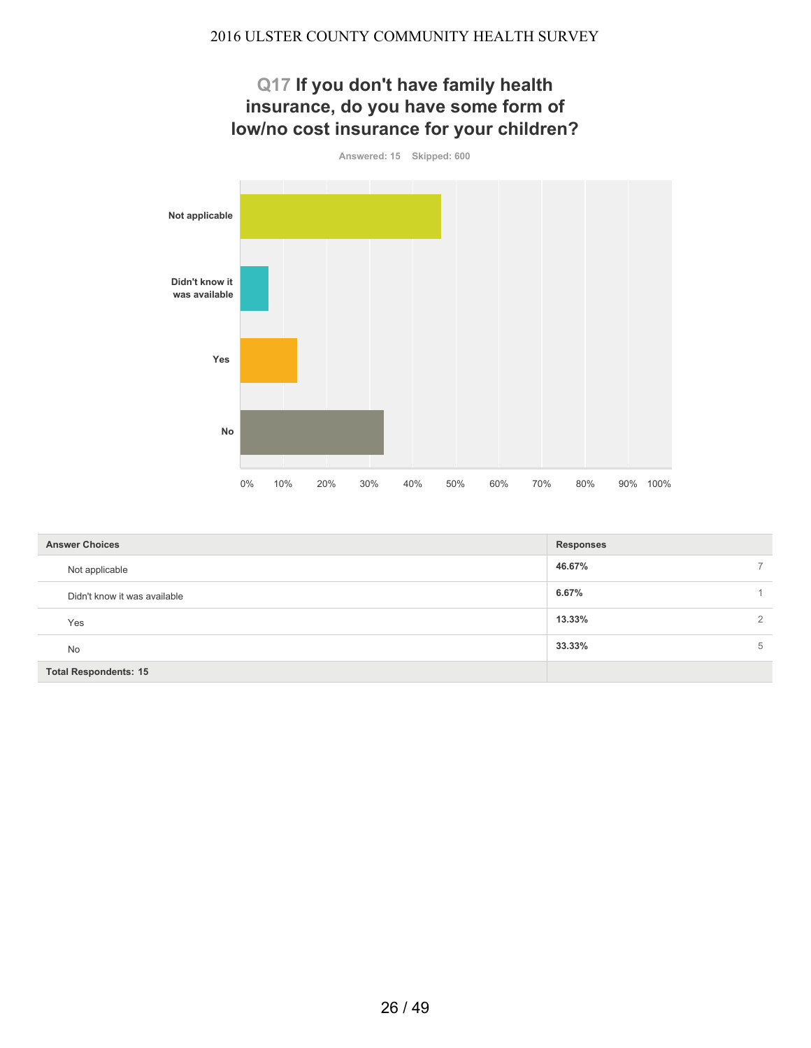## Q17 If you don't have family health insurance, do you have some form of low/no cost insurance for your children?

Answered: 15 Skipped: 600

| Answer Choices | Responses | |
|---|---|---|
| Not applicable | 46.67% | 7 |
| Didn't know it was available | 6.67% | 1 |
| Yes | 13.33% | 2 |
| No | 33.33% | 5 |
| **Total Respondents: 15** | | |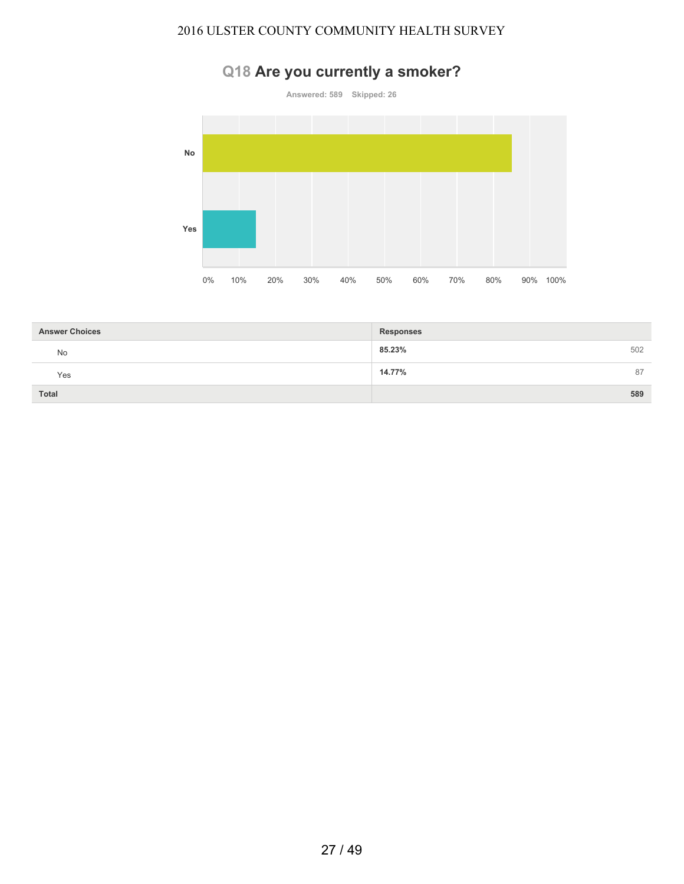## Q18 Are you currently a smoker?

Answered: 589 Skipped: 26

| Answer Choices | Responses | |
|---|---|---|
| No | 85.23% | 502 |
| Yes | 14.77% | 87 |
| **Total** | | **589** |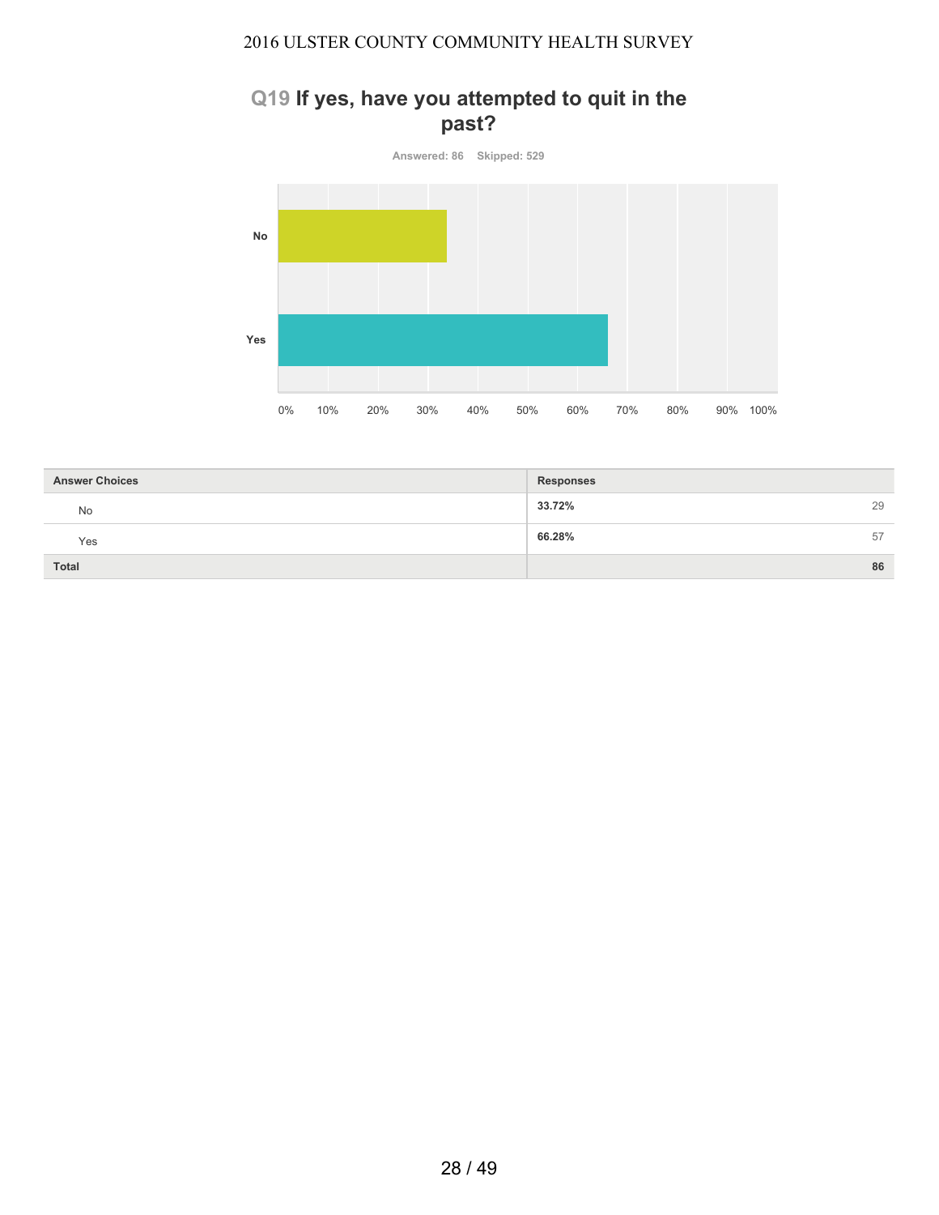## Q19 If yes, have you attempted to quit in the past?

Answered: 86 Skipped: 529

| Answer Choices | Responses | |
|---|---|---|
| No | 33.72% | 29 |
| Yes | 66.28% | 57 |
| Total | | 86 |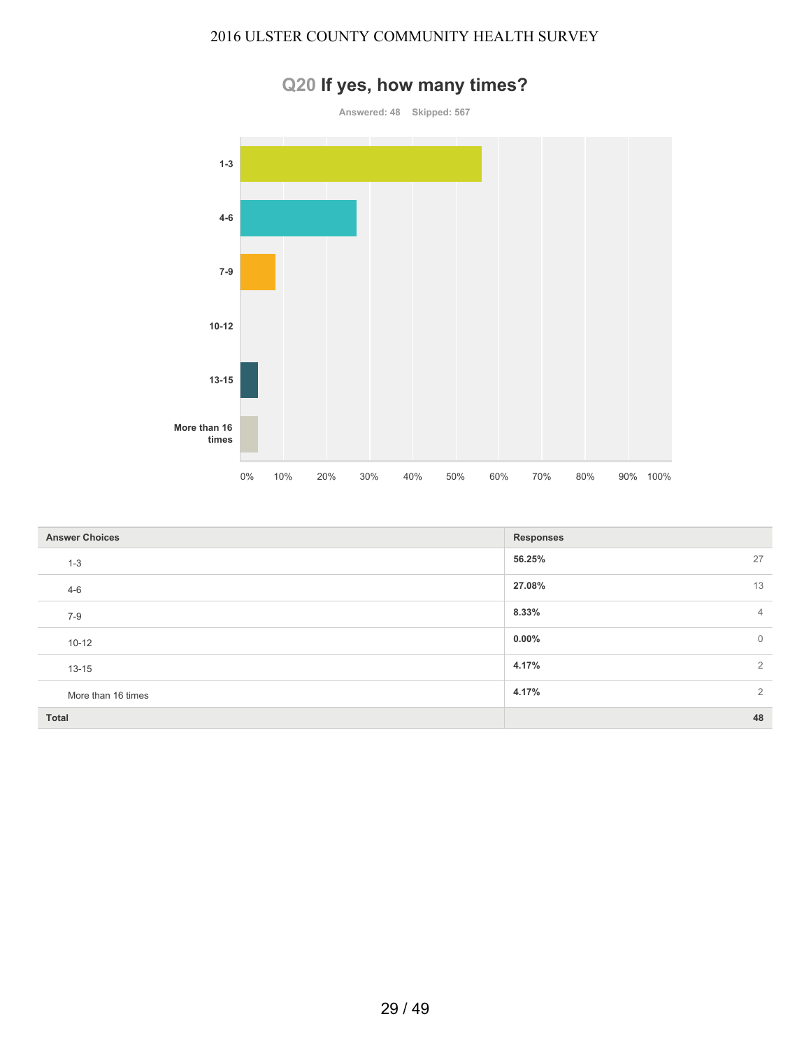## Q20 If yes, how many times?

Answered: 48 Skipped: 567

| Answer Choices | Responses | |
|---|---|---|
| 1-3 | 56.25% | 27 |
| 4-6 | 27.08% | 13 |
| 7-9 | 8.33% | 4 |
| 10-12 | 0.00% | 0 |
| 13-15 | 4.17% | 2 |
| More than 16 times | 4.17% | 2 |
| **Total** | | **48** |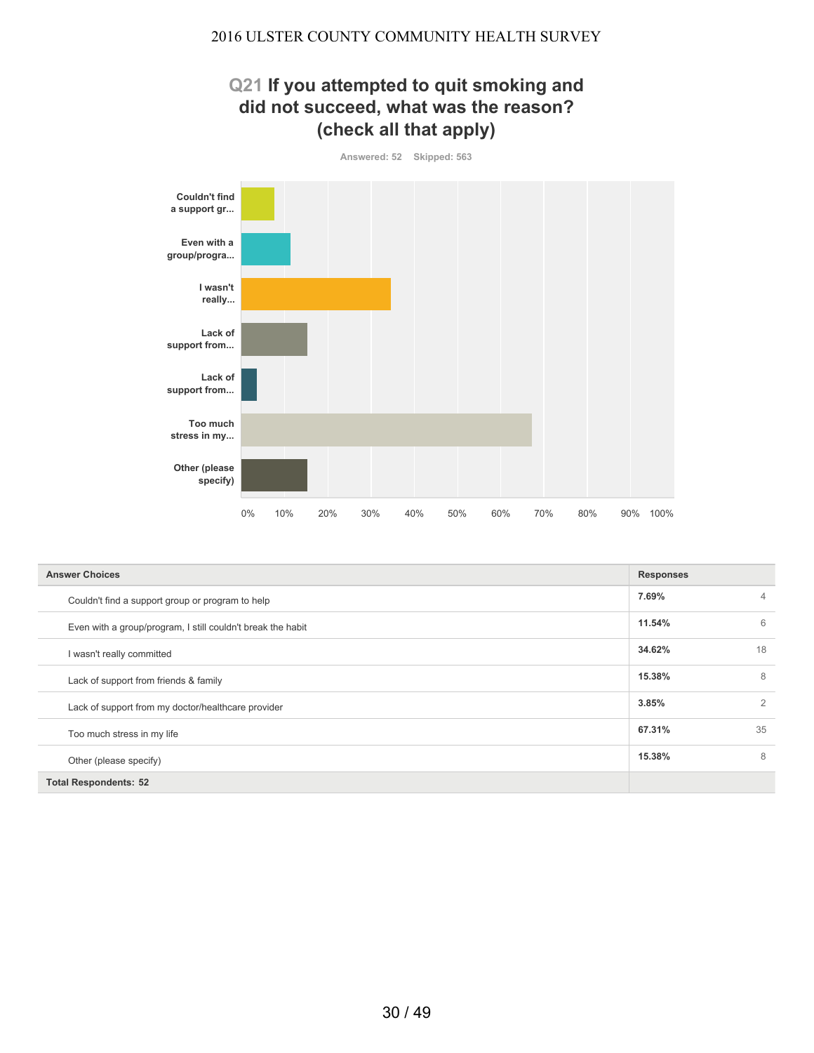## Q21 If you attempted to quit smoking and did not succeed, what was the reason? (check all that apply)

Answered: 52 Skipped: 563

| Answer Choices | Responses | |
|---|---|---|
| Couldn't find a support group or program to help | 7.69% | 4 |
| Even with a group/program, I still couldn't break the habit | 11.54% | 6 |
| I wasn't really committed | 34.62% | 18 |
| Lack of support from friends & family | 15.38% | 8 |
| Lack of support from my doctor/healthcare provider | 3.85% | 2 |
| Too much stress in my life | 67.31% | 35 |
| Other (please specify) | 15.38% | 8 |
| **Total Respondents: 52** | | |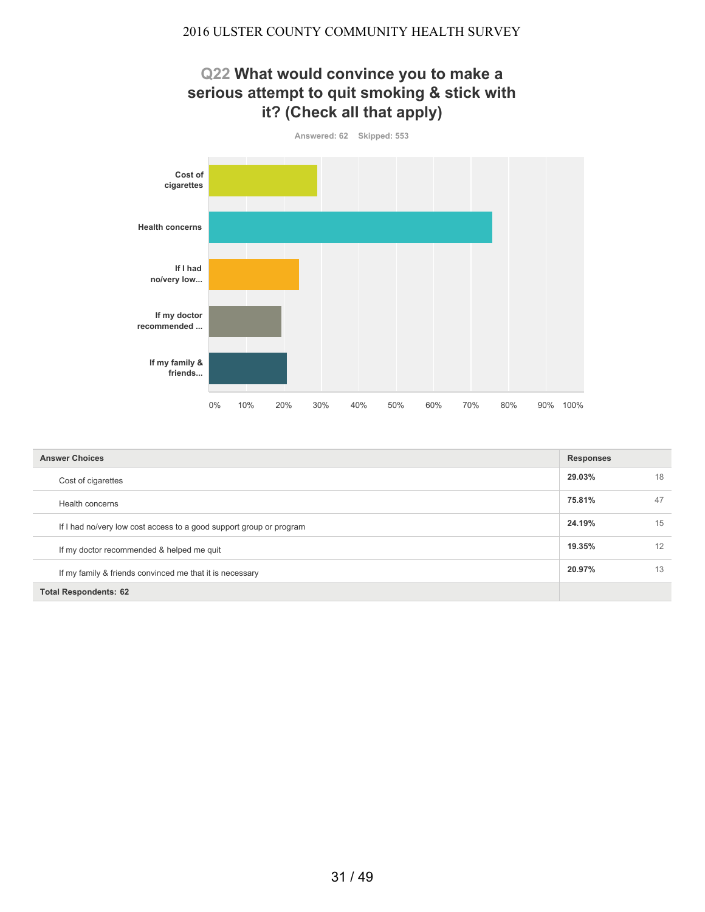## Q22 What would convince you to make a serious attempt to quit smoking & stick with it? (Check all that apply)

Answered: 62 Skipped: 553

| Answer Choices | Responses | |
|---|---|---|
| Cost of cigarettes | 29.03% | 18 |
| Health concerns | 75.81% | 47 |
| If I had no/very low cost access to a good support group or program | 24.19% | 15 |
| If my doctor recommended & helped me quit | 19.35% | 12 |
| If my family & friends convinced me that it is necessary | 20.97% | 13 |
| **Total Respondents: 62** | | |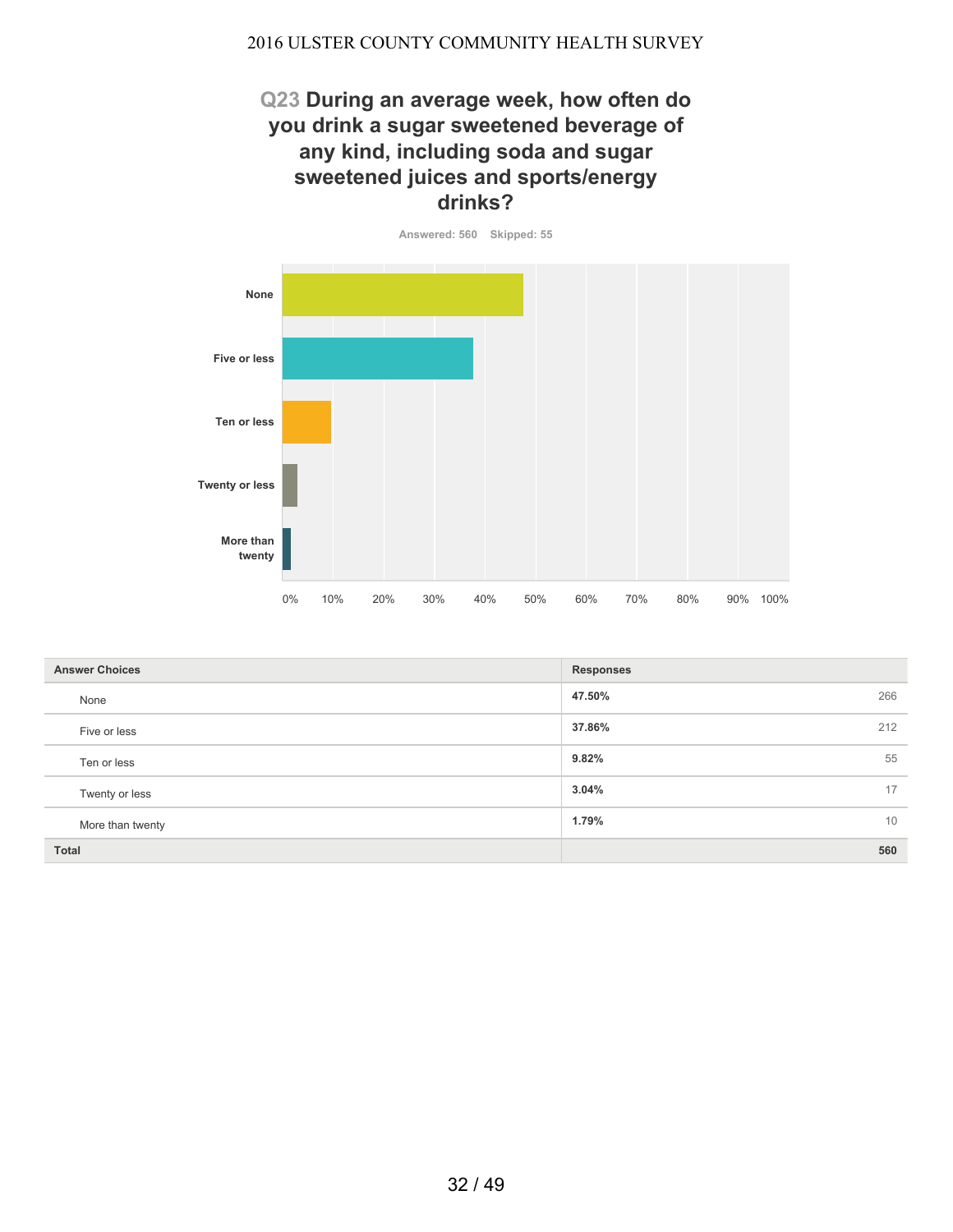## Q23 During an average week, how often do you drink a sugar sweetened beverage of any kind, including soda and sugar sweetened juices and sports/energy drinks?

Answered: 560 Skipped: 55

| Answer Choices | Responses | |
|---|---|---|
| None | 47.50% | 266 |
| Five or less | 37.86% | 212 |
| Ten or less | 9.82% | 55 |
| Twenty or less | 3.04% | 17 |
| More than twenty | 1.79% | 10 |
| **Total** | | **560** |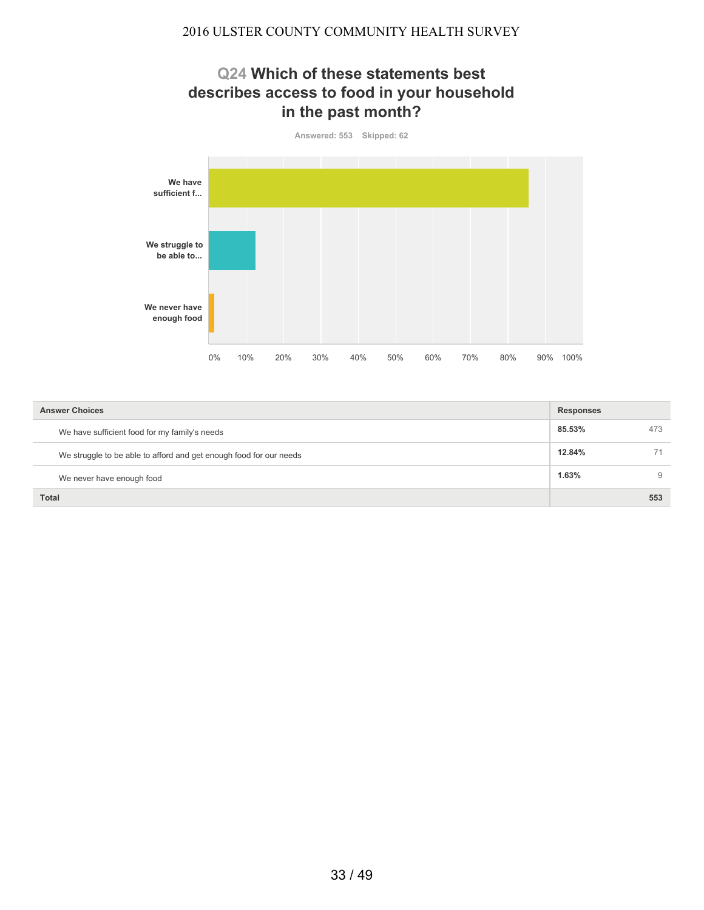## Q24 Which of these statements best describes access to food in your household in the past month?

Answered: 553 Skipped: 62

| Answer Choices | Responses | |
|---|---|---|
| We have sufficient food for my family's needs | 85.53% | 473 |
| We struggle to be able to afford and get enough food for our needs | 12.84% | 71 |
| We never have enough food | 1.63% | 9 |
| **Total** | | **553** |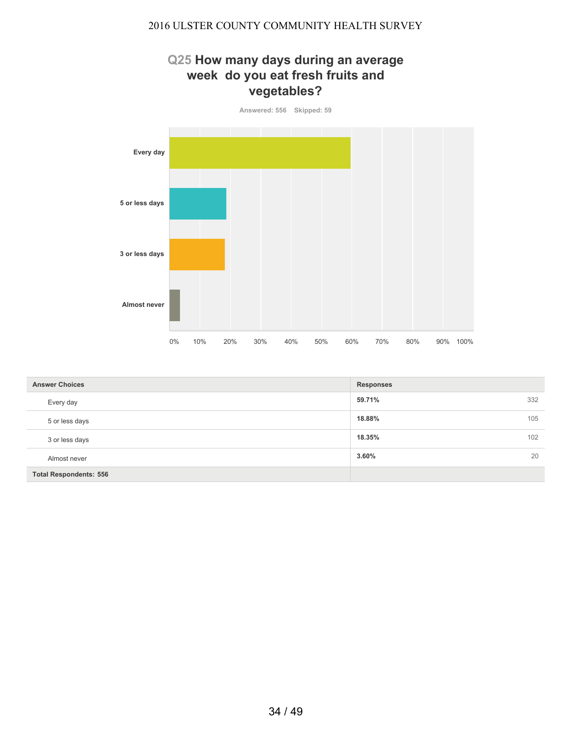## Q25 How many days during an average week do you eat fresh fruits and vegetables?

Answered: 556 Skipped: 59

| Answer Choices | Responses | |
|---|---|---|
| Every day | **59.71%** | 332 |
| 5 or less days | **18.88%** | 105 |
| 3 or less days | **18.35%** | 102 |
| Almost never | **3.60%** | 20 |
| **Total Respondents: 556** | | |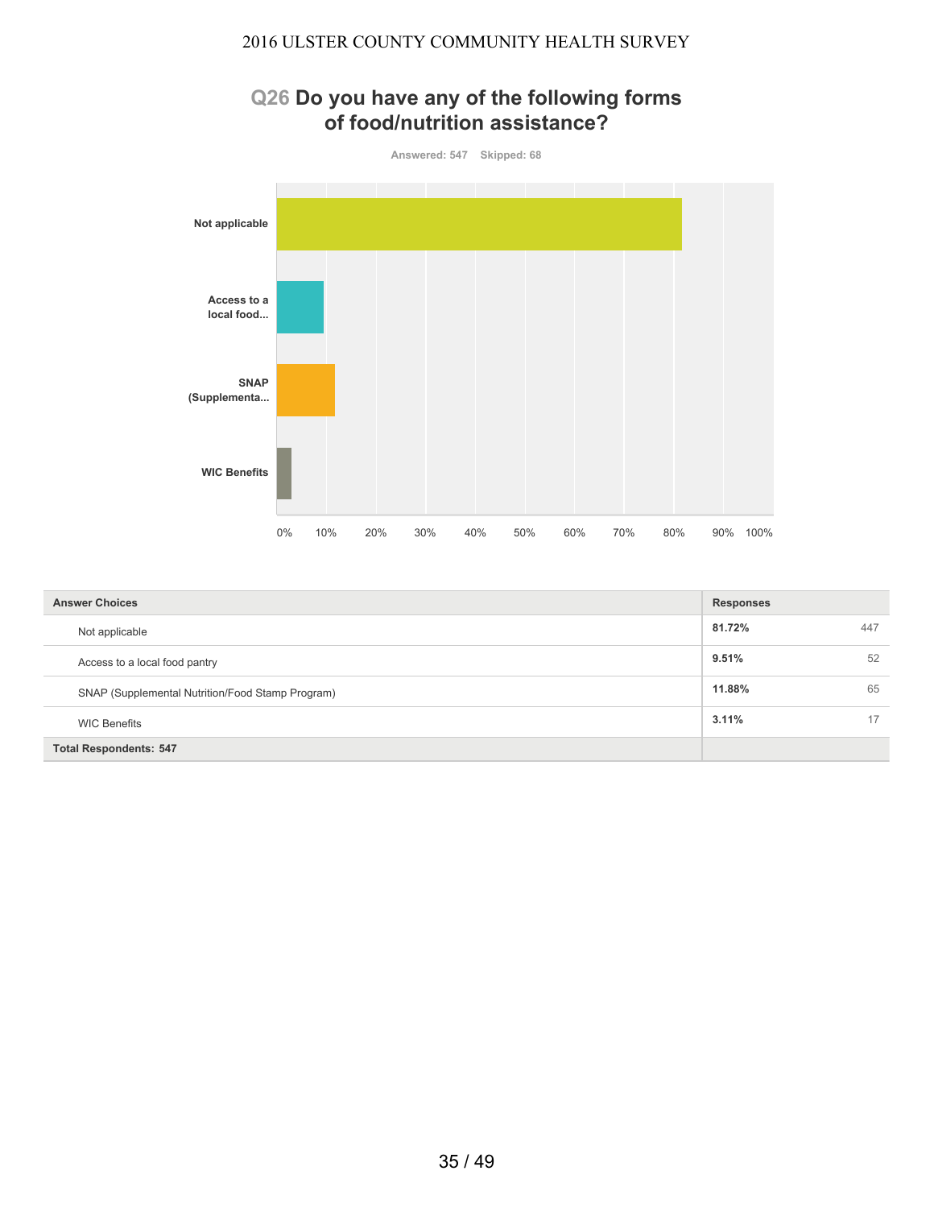## Q26 Do you have any of the following forms of food/nutrition assistance?

Answered: 547 Skipped: 68

| Answer Choices | Responses | |
|---|---|---|
| Not applicable | 81.72% | 447 |
| Access to a local food pantry | 9.51% | 52 |
| SNAP (Supplemental Nutrition/Food Stamp Program) | 11.88% | 65 |
| WIC Benefits | 3.11% | 17 |
| Total Respondents: 547 | | |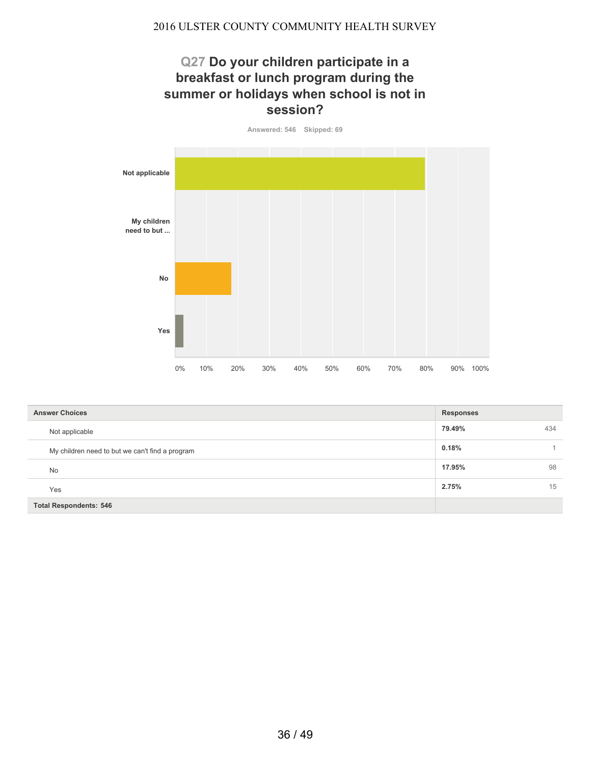## Q27 Do your children participate in a breakfast or lunch program during the summer or holidays when school is not in session?

Answered: 546 Skipped: 69

| Answer Choices | Responses | |
|---|---|---|
| Not applicable | **79.49%** | 434 |
| My children need to but we can't find a program | **0.18%** | 1 |
| No | **17.95%** | 98 |
| Yes | **2.75%** | 15 |
| **Total Respondents: 546** | | |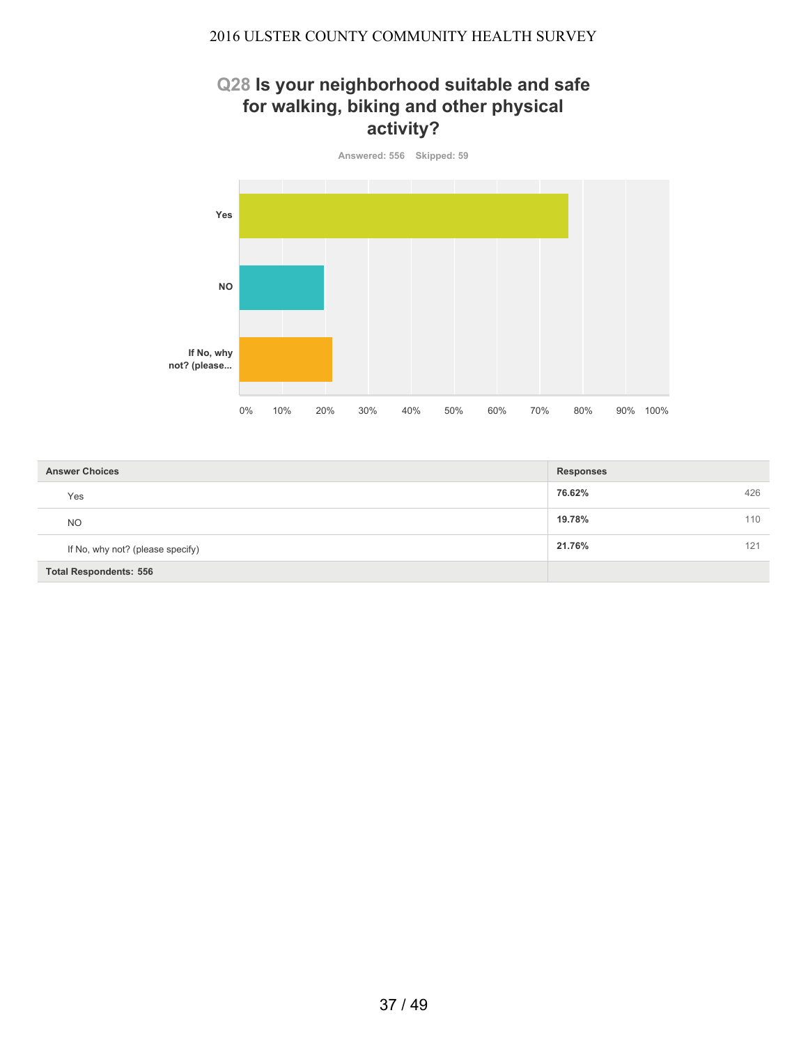## Q28 Is your neighborhood suitable and safe for walking, biking and other physical activity?

Answered: 556 Skipped: 59

| Answer Choices | Responses | |
|---|---|---|
| Yes | 76.62% | 426 |
| NO | 19.78% | 110 |
| If No, why not? (please specify) | 21.76% | 121 |
| **Total Respondents: 556** | | |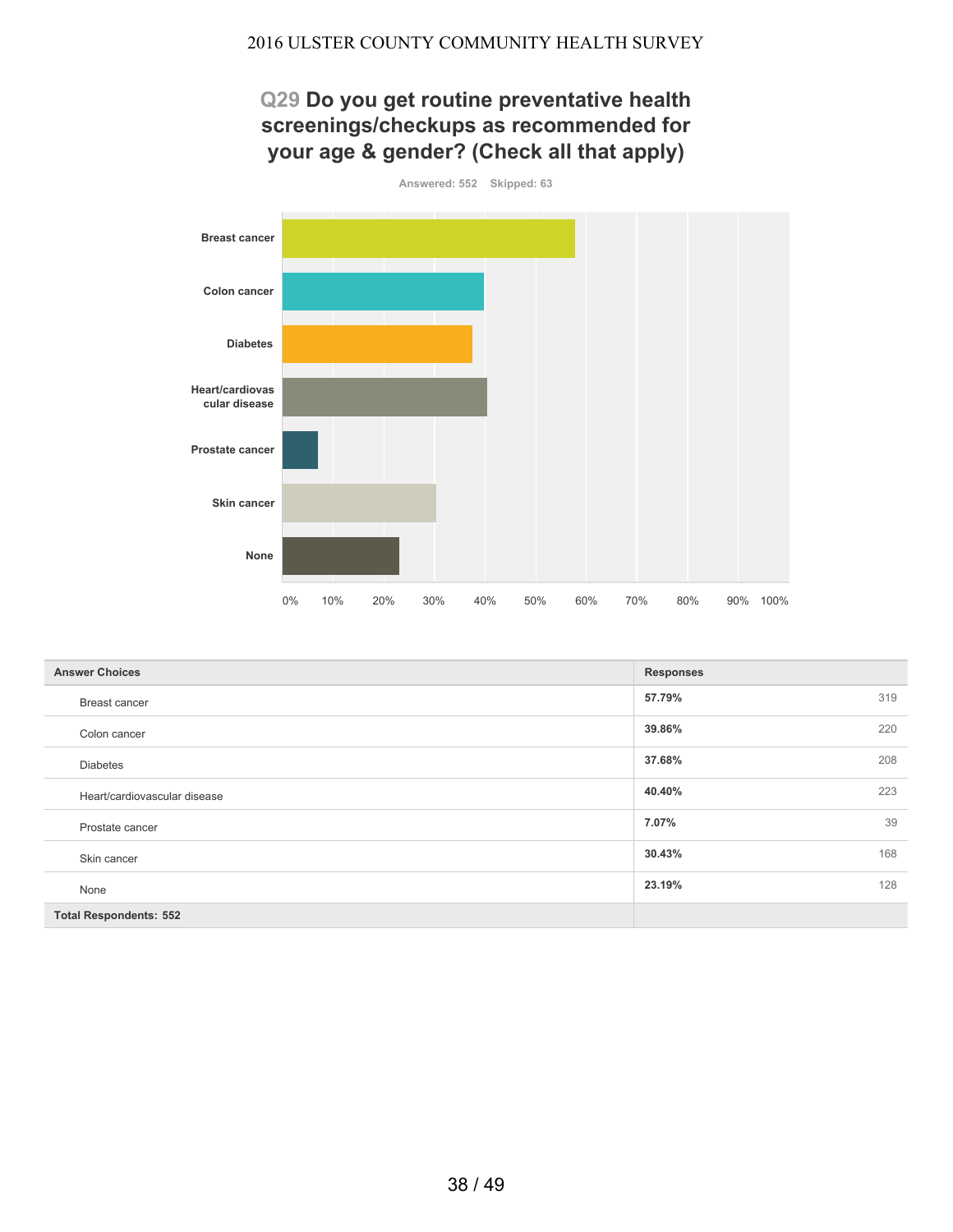## Q29 Do you get routine preventative health screenings/checkups as recommended for your age & gender? (Check all that apply)

Answered: 552 Skipped: 63

| Answer Choices | Responses | |
|---|---|---|
| Breast cancer | **57.79%** | 319 |
| Colon cancer | **39.86%** | 220 |
| Diabetes | **37.68%** | 208 |
| Heart/cardiovascular disease | **40.40%** | 223 |
| Prostate cancer | **7.07%** | 39 |
| Skin cancer | **30.43%** | 168 |
| None | **23.19%** | 128 |
| **Total Respondents: 552** | | |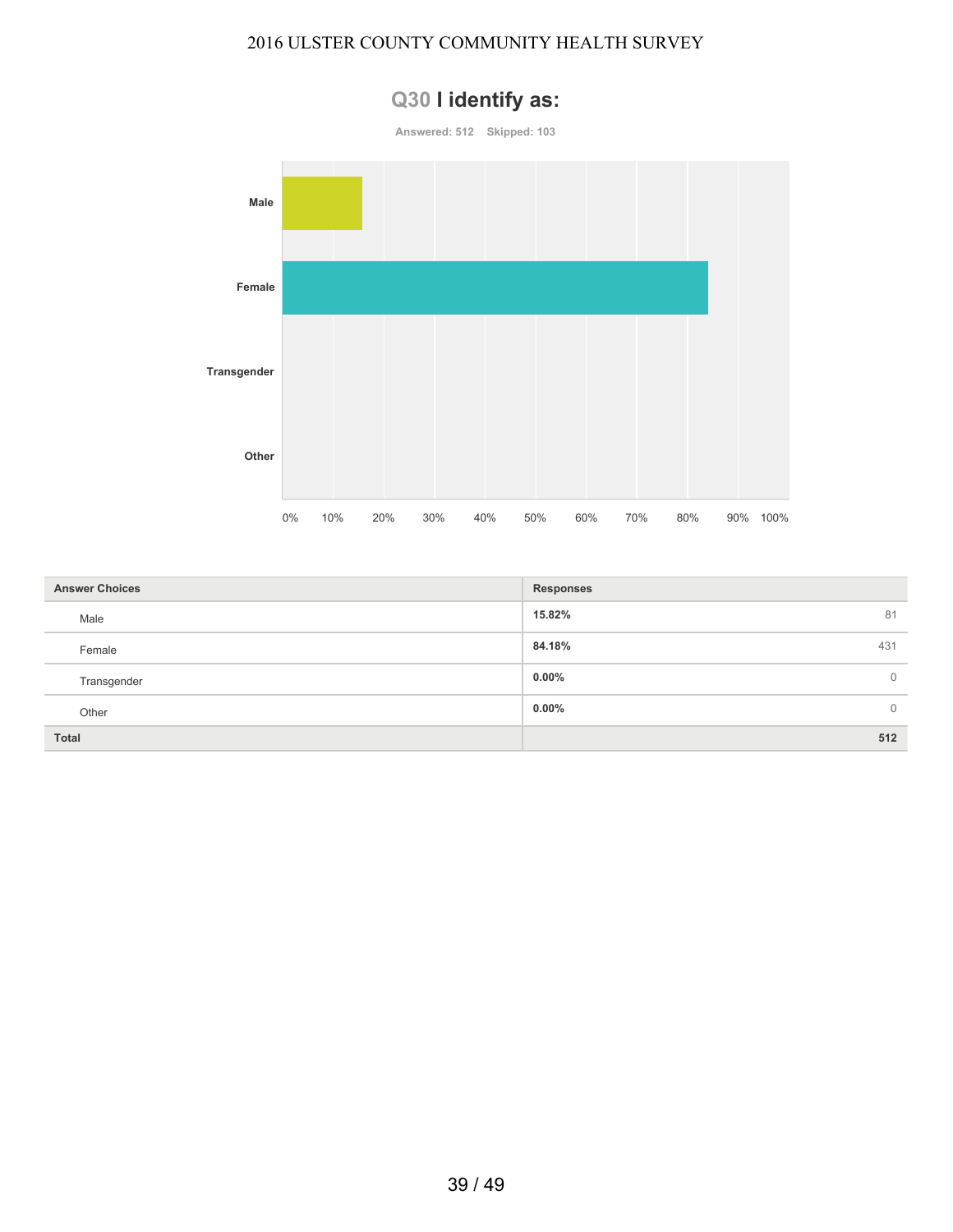# Q30 I identify as:

**Answered: 512 Skipped: 103**

| Answer Choices | Responses | |
|---|---|---|
| Male | **15.82%** | 81 |
| Female | **84.18%** | 431 |
| Transgender | **0.00%** | 0 |
| Other | **0.00%** | 0 |
| **Total** | | **512** |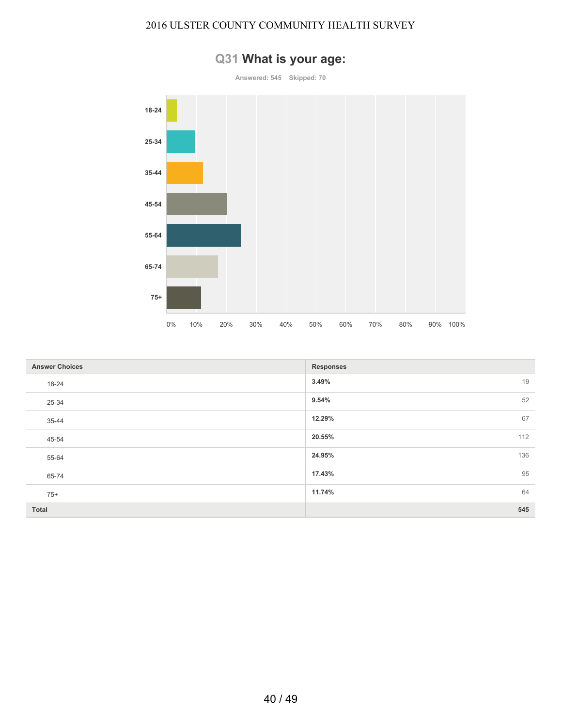# Q31 What is your age:

Answered: 545 Skipped: 70

| Answer Choices | Responses | |
|---|---|---|
| 18-24 | 3.49% | 19 |
| 25-34 | 9.54% | 52 |
| 35-44 | 12.29% | 67 |
| 45-54 | 20.55% | 112 |
| 55-64 | 24.95% | 136 |
| 65-74 | 17.43% | 95 |
| 75+ | 11.74% | 64 |
| **Total** | | **545** |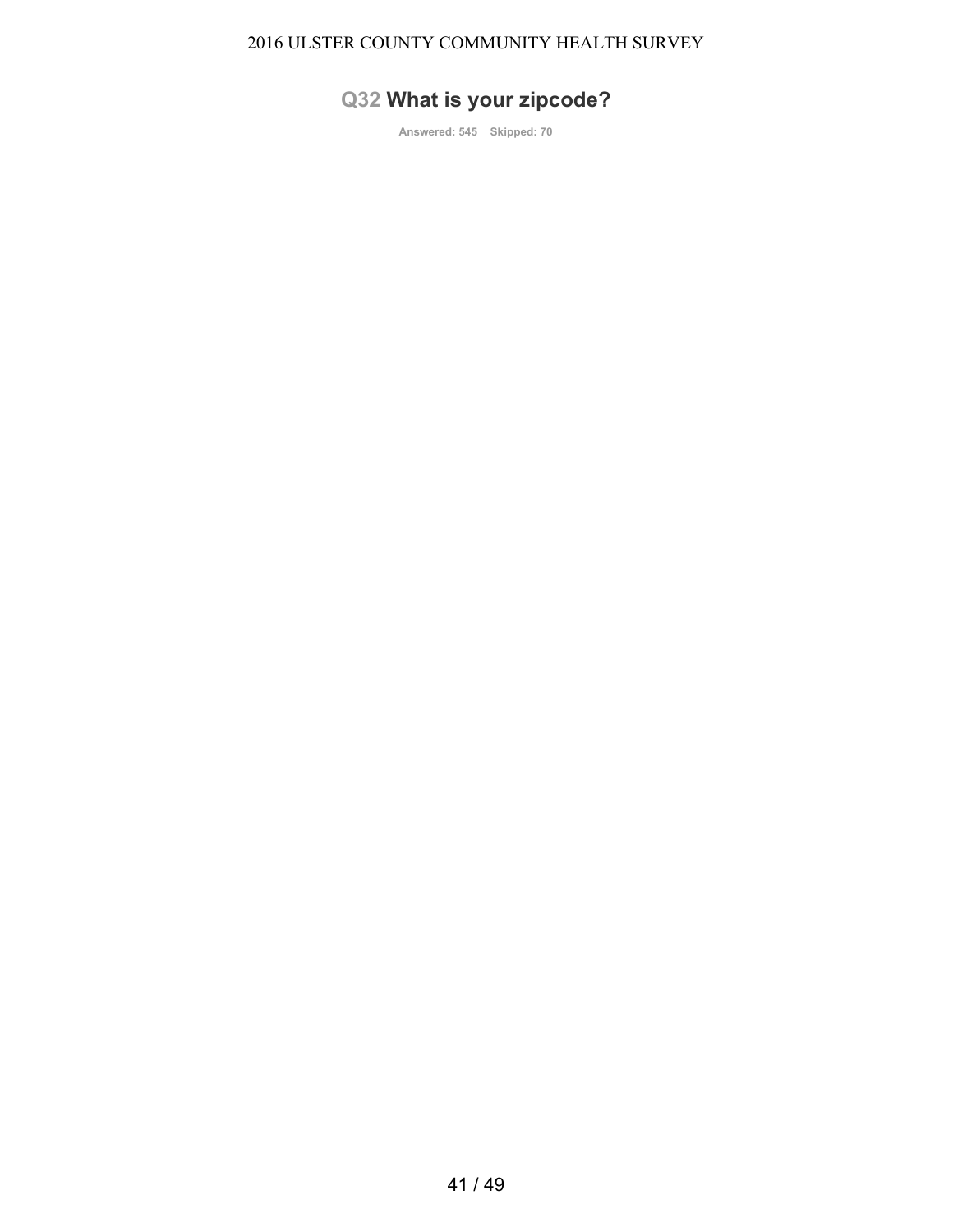## Q32 What is your zipcode?

Answered: 545 Skipped: 70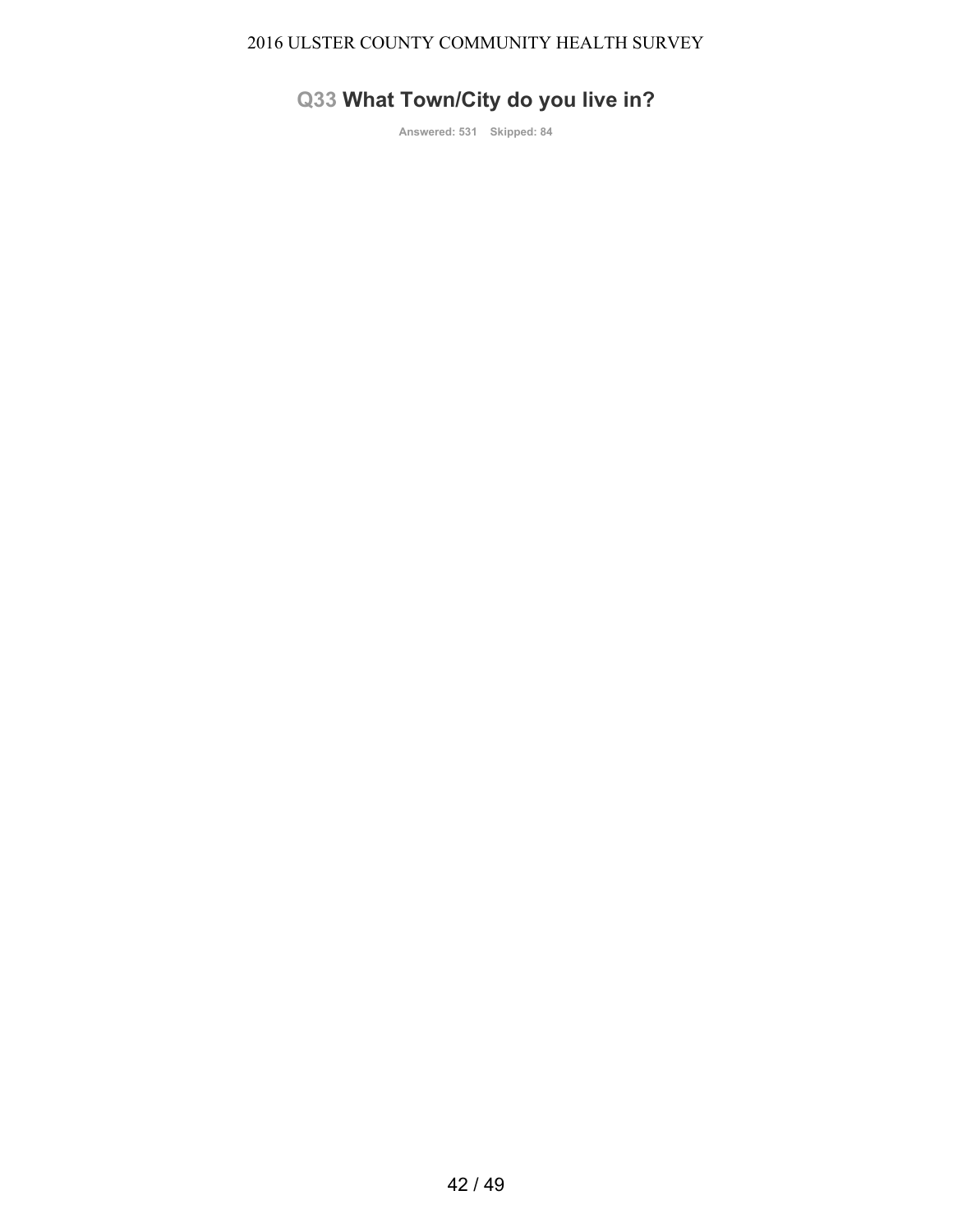## Q33 What Town/City do you live in?

Answered: 531 Skipped: 84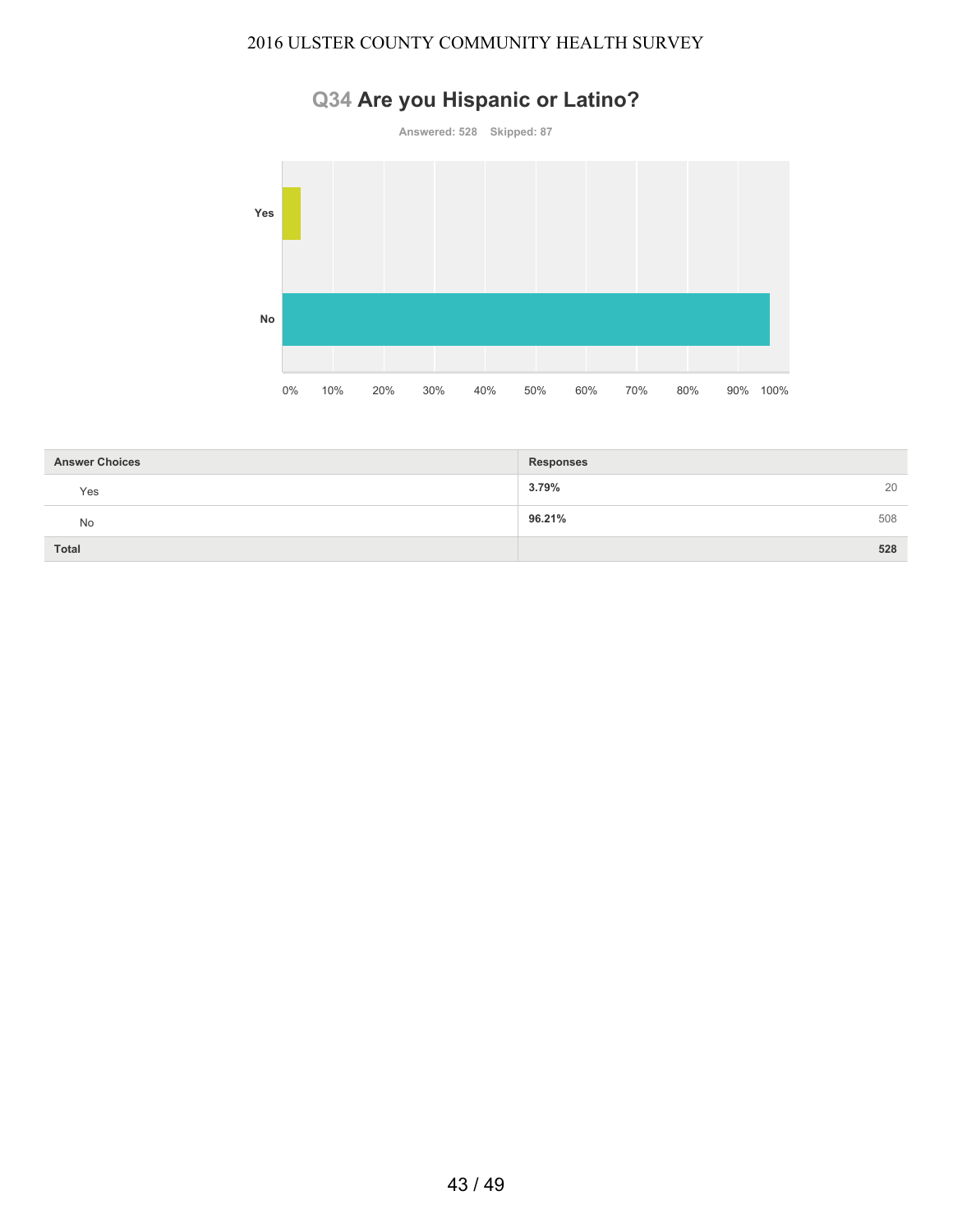## Q34 Are you Hispanic or Latino?

Answered: 528 Skipped: 87

| Answer Choices | Responses | |
|---|---|---|
| Yes | **3.79%** | 20 |
| No | **96.21%** | 508 |
| **Total** | | **528** |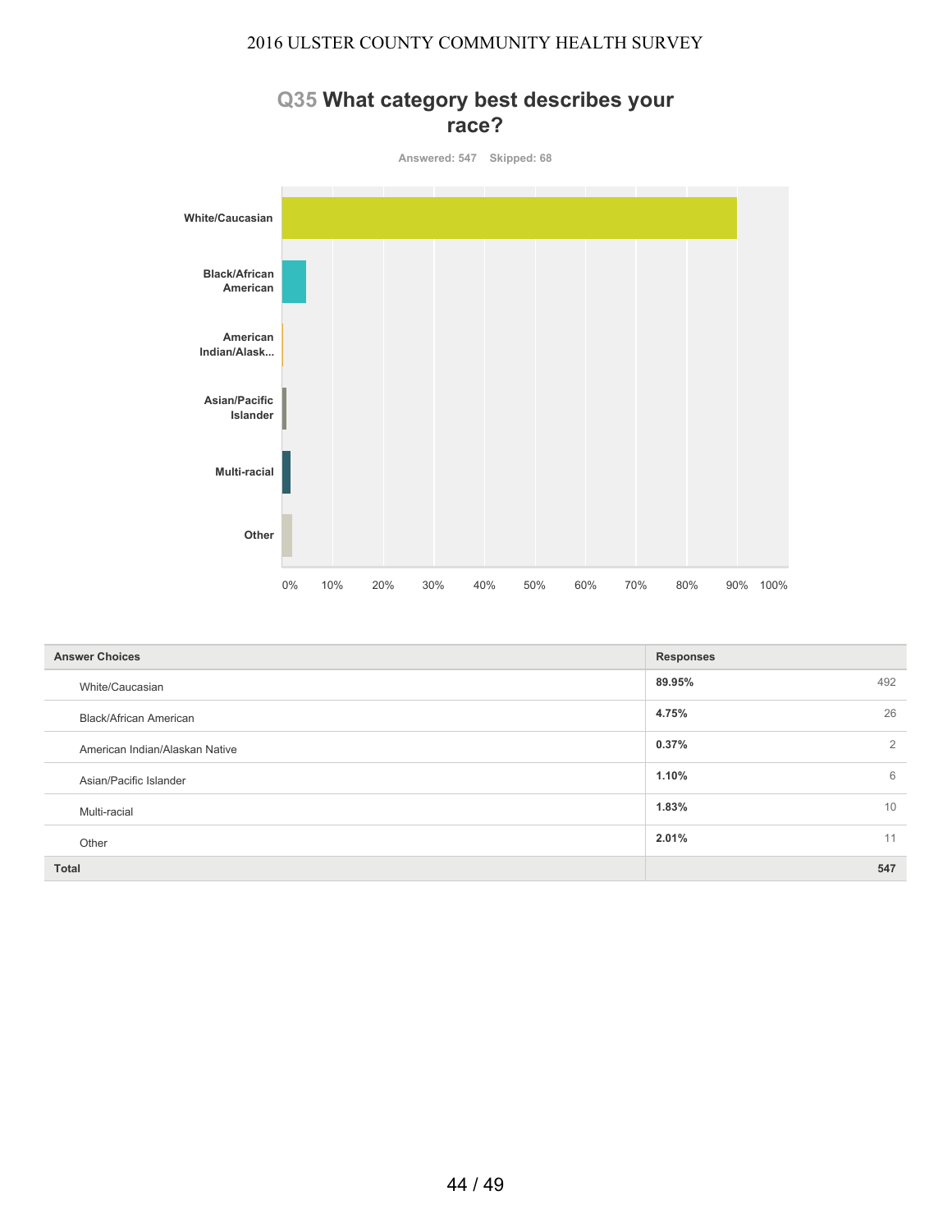## Q35 What category best describes your race?

Answered: 547 Skipped: 68

| Answer Choices | Responses | |
|---|---|---|
| White/Caucasian | 89.95% | 492 |
| Black/African American | 4.75% | 26 |
| American Indian/Alaskan Native | 0.37% | 2 |
| Asian/Pacific Islander | 1.10% | 6 |
| Multi-racial | 1.83% | 10 |
| Other | 2.01% | 11 |
| **Total** | | **547** |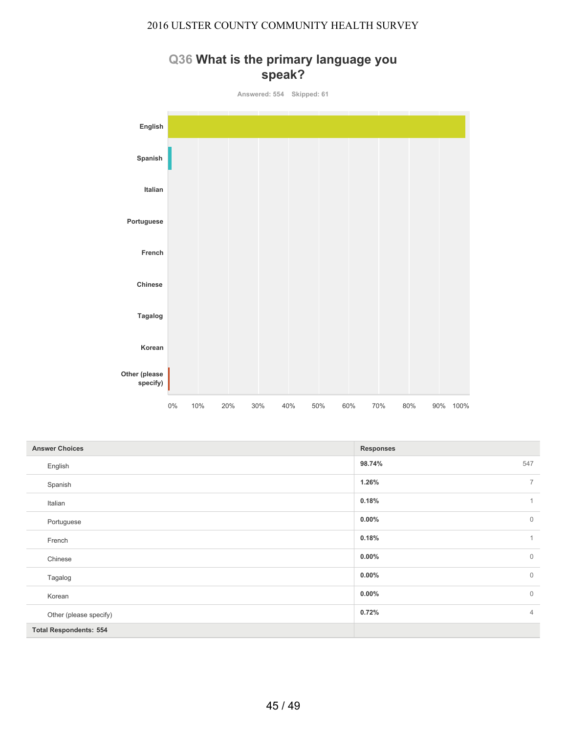## Q36 What is the primary language you speak?

Answered: 554 Skipped: 61

| Answer Choices | Responses | |
|---|---|---|
| English | 98.74% | 547 |
| Spanish | 1.26% | 7 |
| Italian | 0.18% | 1 |
| Portuguese | 0.00% | 0 |
| French | 0.18% | 1 |
| Chinese | 0.00% | 0 |
| Tagalog | 0.00% | 0 |
| Korean | 0.00% | 0 |
| Other (please specify) | 0.72% | 4 |
| **Total Respondents: 554** | | |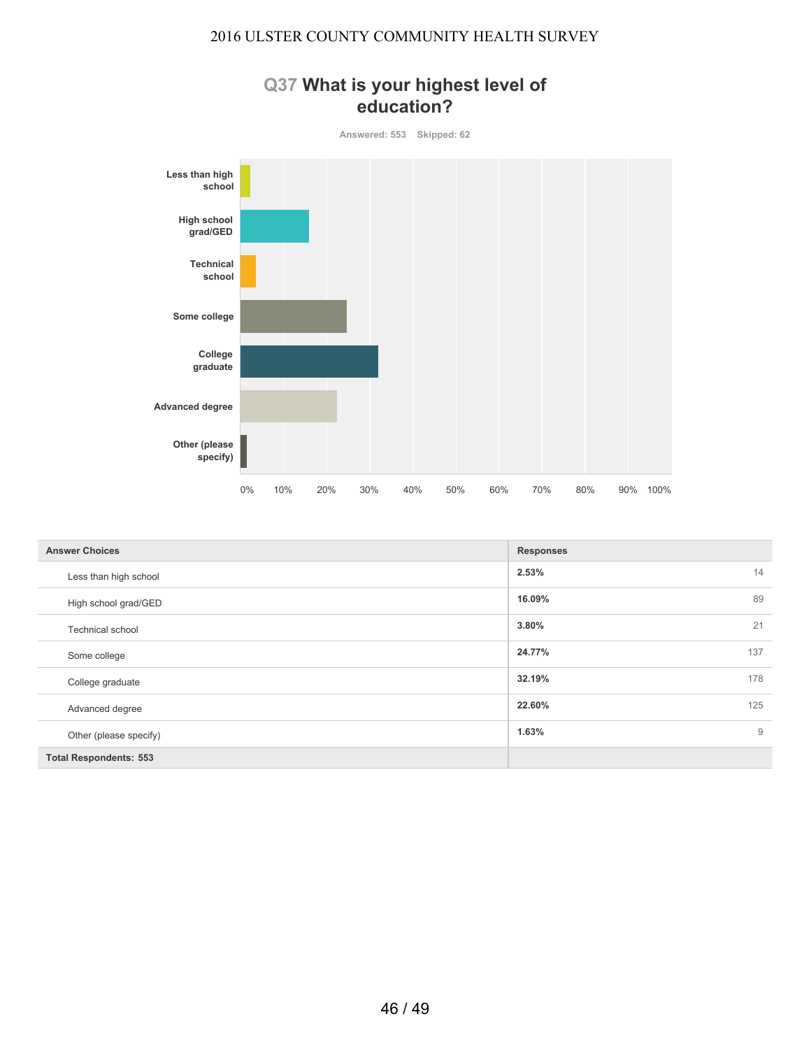## Q37 What is your highest level of education?

Answered: 553 Skipped: 62

Less than high school

High school grad/GED

Technical school

Some college

College graduate

Advanced degree

Other (please specify)

0% 10% 20% 30% 40% 50% 60% 70% 80% 90% 100%

| Answer Choices | Responses | |
|---|---|---|
| Less than high school | 2.53% | 14 |
| High school grad/GED | 16.09% | 89 |
| Technical school | 3.80% | 21 |
| Some college | 24.77% | 137 |
| College graduate | 32.19% | 178 |
| Advanced degree | 22.60% | 125 |
| Other (please specify) | 1.63% | 9 |
| **Total Respondents: 553** | | |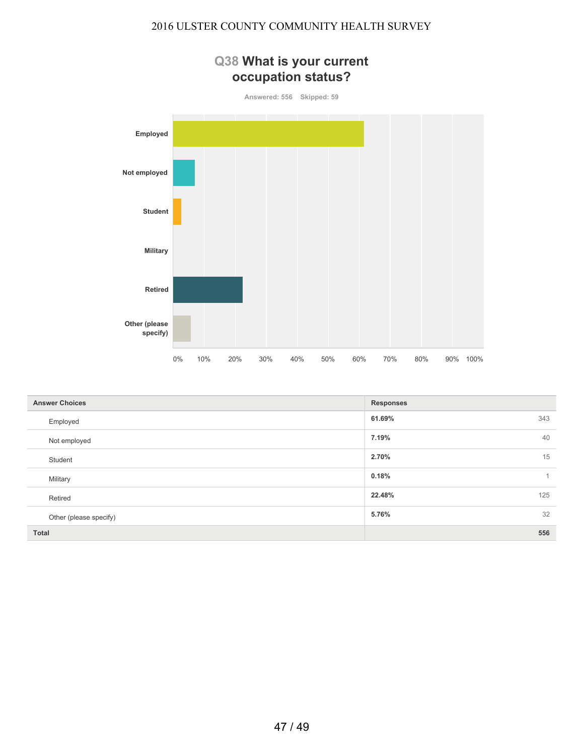## Q38 What is your current occupation status?

Answered: 556 Skipped: 59

| Answer Choices | Responses | |
|---|---|---|
| Employed | 61.69% | 343 |
| Not employed | 7.19% | 40 |
| Student | 2.70% | 15 |
| Military | 0.18% | 1 |
| Retired | 22.48% | 125 |
| Other (please specify) | 5.76% | 32 |
| **Total** | | **556** |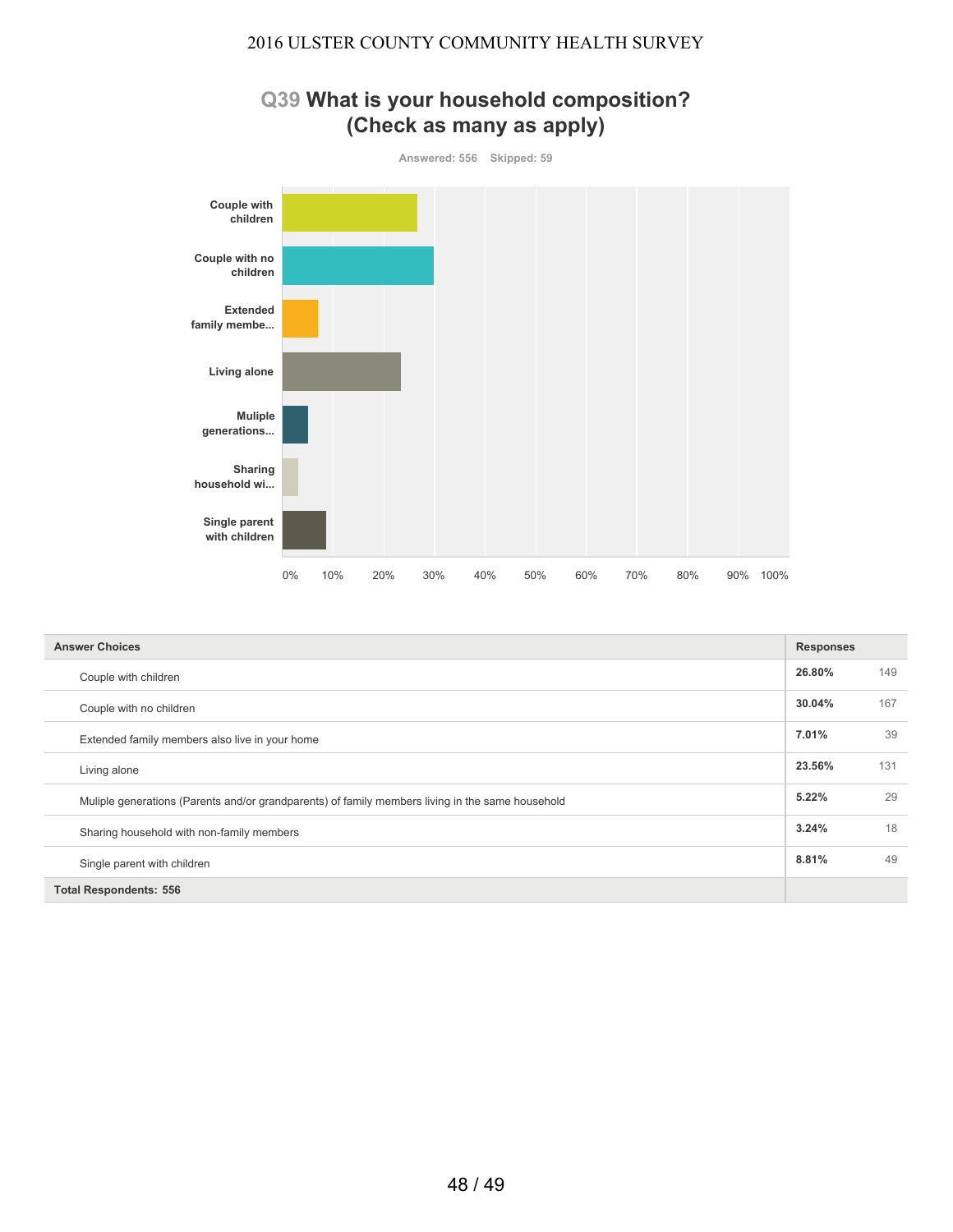## Q39 What is your household composition? (Check as many as apply)

Answered: 556 Skipped: 59

| Answer Choices | Responses | |
|---|---|---|
| Couple with children | 26.80% | 149 |
| Couple with no children | 30.04% | 167 |
| Extended family members also live in your home | 7.01% | 39 |
| Living alone | 23.56% | 131 |
| Muliple generations (Parents and/or grandparents) of family members living in the same household | 5.22% | 29 |
| Sharing household with non-family members | 3.24% | 18 |
| Single parent with children | 8.81% | 49 |
| **Total Respondents: 556** | | |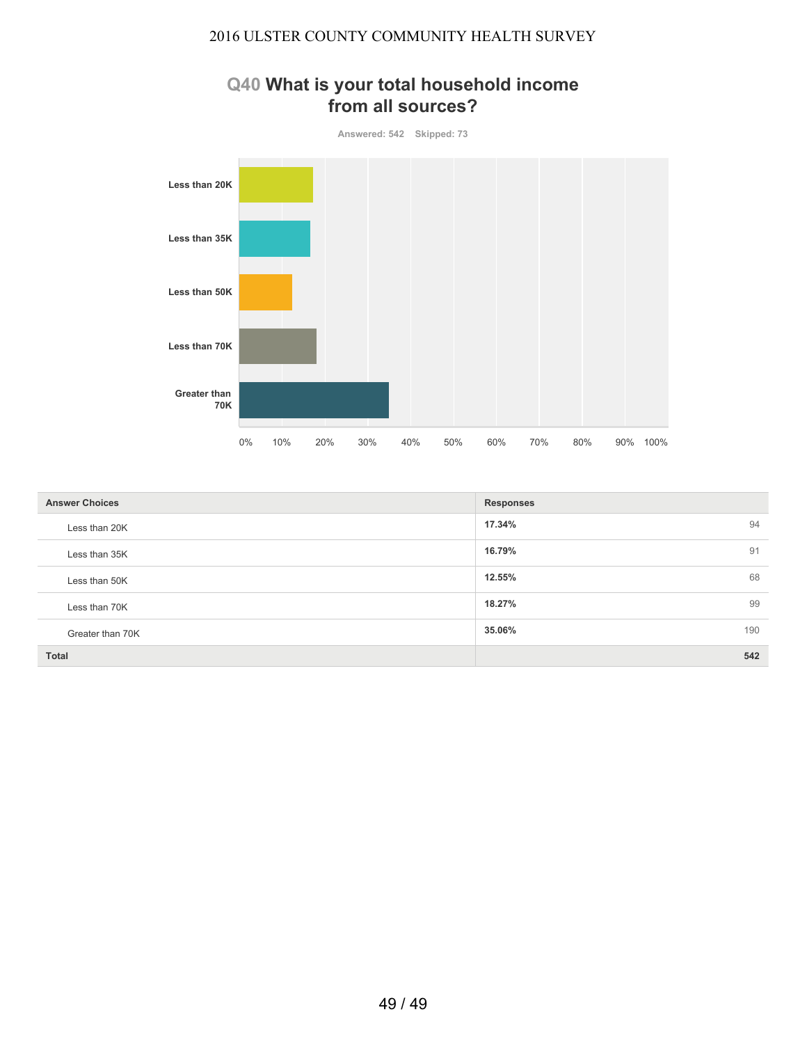## Q40 What is your total household income from all sources?

Answered: 542 Skipped: 73

Less than 20K

Less than 35K

Less than 50K

Less than 70K

Greater than 70K

0% 10% 20% 30% 40% 50% 60% 70% 80% 90% 100%

| Answer Choices | Responses | |
|---|---|---|
| Less than 20K | **17.34%** | 94 |
| Less than 35K | **16.79%** | 91 |
| Less than 50K | **12.55%** | 68 |
| Less than 70K | **18.27%** | 99 |
| Greater than 70K | **35.06%** | 190 |
| **Total** | | **542** |